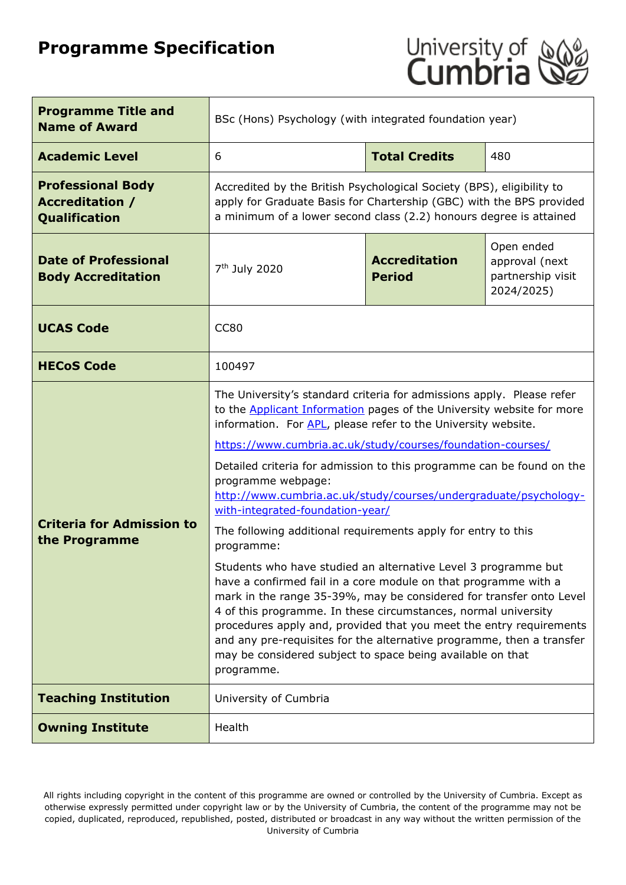# Programme Specification

| | | | |
|---|---|---|---|
| **Programme Title and Name of Award** | BSc (Hons) Psychology (with integrated foundation year) | | |
| **Academic Level** | 6 | **Total Credits** | 480 |
| **Professional Body Accreditation / Qualification** | Accredited by the British Psychological Society (BPS), eligibility to apply for Graduate Basis for Chartership (GBC) with the BPS provided a minimum of a lower second class (2.2) honours degree is attained | | |
| **Date of Professional Body Accreditation** | 7th July 2020 | **Accreditation Period** | Open ended approval (next partnership visit 2024/2025) |
| **UCAS Code** | CC80 | | |
| **HECoS Code** | 100497 | | |
| **Criteria for Admission to the Programme** | The University's standard criteria for admissions apply. Please refer to the [Applicant Information](#) pages of the University website for more information. For [APL](#), please refer to the University website.<br><br>https://www.cumbria.ac.uk/study/courses/foundation-courses/<br><br>Detailed criteria for admission to this programme can be found on the programme webpage: http://www.cumbria.ac.uk/study/courses/undergraduate/psychology-with-integrated-foundation-year/<br><br>The following additional requirements apply for entry to this programme:<br><br>Students who have studied an alternative Level 3 programme but have a confirmed fail in a core module on that programme with a mark in the range 35-39%, may be considered for transfer onto Level 4 of this programme. In these circumstances, normal university procedures apply and, provided that you meet the entry requirements and any pre-requisites for the alternative programme, then a transfer may be considered subject to space being available on that programme. | | |
| **Teaching Institution** | University of Cumbria | | |
| **Owning Institute** | Health | | |

All rights including copyright in the content of this programme are owned or controlled by the University of Cumbria. Except as otherwise expressly permitted under copyright law or by the University of Cumbria, the content of the programme may not be copied, duplicated, reproduced, republished, posted, distributed or broadcast in any way without the written permission of the University of Cumbria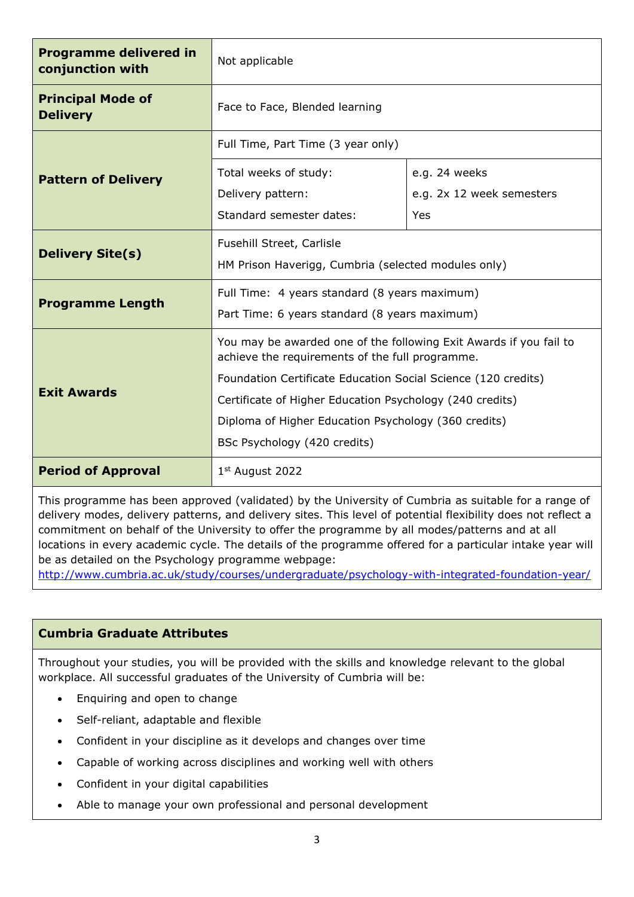| | | |
|---|---|---|
| **Programme delivered in conjunction with** | Not applicable | |
| **Principal Mode of Delivery** | Face to Face, Blended learning | |
| **Pattern of Delivery** | Full Time, Part Time (3 year only) | |
| | Total weeks of study:<br>Delivery pattern:<br>Standard semester dates: | e.g. 24 weeks<br>e.g. 2x 12 week semesters<br>Yes |
| **Delivery Site(s)** | Fusehill Street, Carlisle<br>HM Prison Haverigg, Cumbria (selected modules only) | |
| **Programme Length** | Full Time: 4 years standard (8 years maximum)<br>Part Time: 6 years standard (8 years maximum) | |
| **Exit Awards** | You may be awarded one of the following Exit Awards if you fail to achieve the requirements of the full programme.<br>Foundation Certificate Education Social Science (120 credits)<br>Certificate of Higher Education Psychology (240 credits)<br>Diploma of Higher Education Psychology (360 credits)<br>BSc Psychology (420 credits) | |
| **Period of Approval** | 1st August 2022 | |

This programme has been approved (validated) by the University of Cumbria as suitable for a range of delivery modes, delivery patterns, and delivery sites. This level of potential flexibility does not reflect a commitment on behalf of the University to offer the programme by all modes/patterns and at all locations in every academic cycle. The details of the programme offered for a particular intake year will be as detailed on the Psychology programme webpage: http://www.cumbria.ac.uk/study/courses/undergraduate/psychology-with-integrated-foundation-year/

## Cumbria Graduate Attributes

Throughout your studies, you will be provided with the skills and knowledge relevant to the global workplace. All successful graduates of the University of Cumbria will be:

- Enquiring and open to change
- Self-reliant, adaptable and flexible
- Confident in your discipline as it develops and changes over time
- Capable of working across disciplines and working well with others
- Confident in your digital capabilities
- Able to manage your own professional and personal development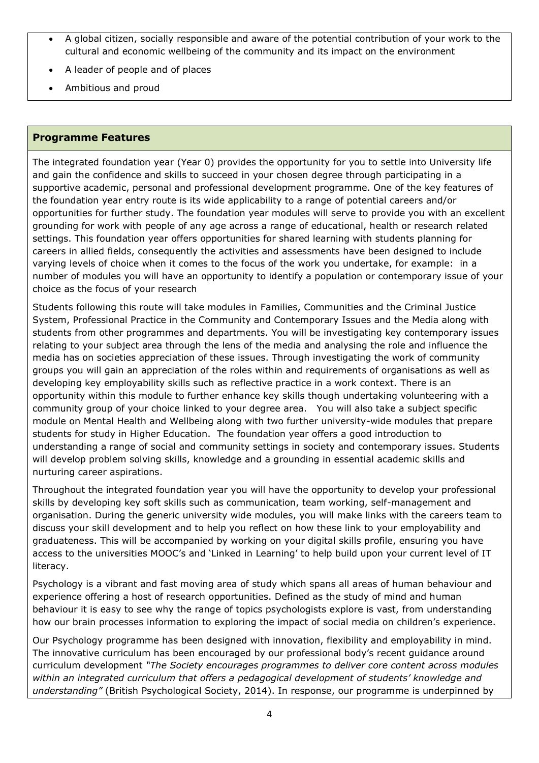- A global citizen, socially responsible and aware of the potential contribution of your work to the cultural and economic wellbeing of the community and its impact on the environment
- A leader of people and of places
- Ambitious and proud

## Programme Features

The integrated foundation year (Year 0) provides the opportunity for you to settle into University life and gain the confidence and skills to succeed in your chosen degree through participating in a supportive academic, personal and professional development programme. One of the key features of the foundation year entry route is its wide applicability to a range of potential careers and/or opportunities for further study. The foundation year modules will serve to provide you with an excellent grounding for work with people of any age across a range of educational, health or research related settings. This foundation year offers opportunities for shared learning with students planning for careers in allied fields, consequently the activities and assessments have been designed to include varying levels of choice when it comes to the focus of the work you undertake, for example: in a number of modules you will have an opportunity to identify a population or contemporary issue of your choice as the focus of your research

Students following this route will take modules in Families, Communities and the Criminal Justice System, Professional Practice in the Community and Contemporary Issues and the Media along with students from other programmes and departments. You will be investigating key contemporary issues relating to your subject area through the lens of the media and analysing the role and influence the media has on societies appreciation of these issues. Through investigating the work of community groups you will gain an appreciation of the roles within and requirements of organisations as well as developing key employability skills such as reflective practice in a work context. There is an opportunity within this module to further enhance key skills though undertaking volunteering with a community group of your choice linked to your degree area. You will also take a subject specific module on Mental Health and Wellbeing along with two further university-wide modules that prepare students for study in Higher Education. The foundation year offers a good introduction to understanding a range of social and community settings in society and contemporary issues. Students will develop problem solving skills, knowledge and a grounding in essential academic skills and nurturing career aspirations.

Throughout the integrated foundation year you will have the opportunity to develop your professional skills by developing key soft skills such as communication, team working, self-management and organisation. During the generic university wide modules, you will make links with the careers team to discuss your skill development and to help you reflect on how these link to your employability and graduateness. This will be accompanied by working on your digital skills profile, ensuring you have access to the universities MOOC's and 'Linked in Learning' to help build upon your current level of IT literacy.

Psychology is a vibrant and fast moving area of study which spans all areas of human behaviour and experience offering a host of research opportunities. Defined as the study of mind and human behaviour it is easy to see why the range of topics psychologists explore is vast, from understanding how our brain processes information to exploring the impact of social media on children's experience.

Our Psychology programme has been designed with innovation, flexibility and employability in mind. The innovative curriculum has been encouraged by our professional body's recent guidance around curriculum development *"The Society encourages programmes to deliver core content across modules within an integrated curriculum that offers a pedagogical development of students' knowledge and understanding"* (British Psychological Society, 2014). In response, our programme is underpinned by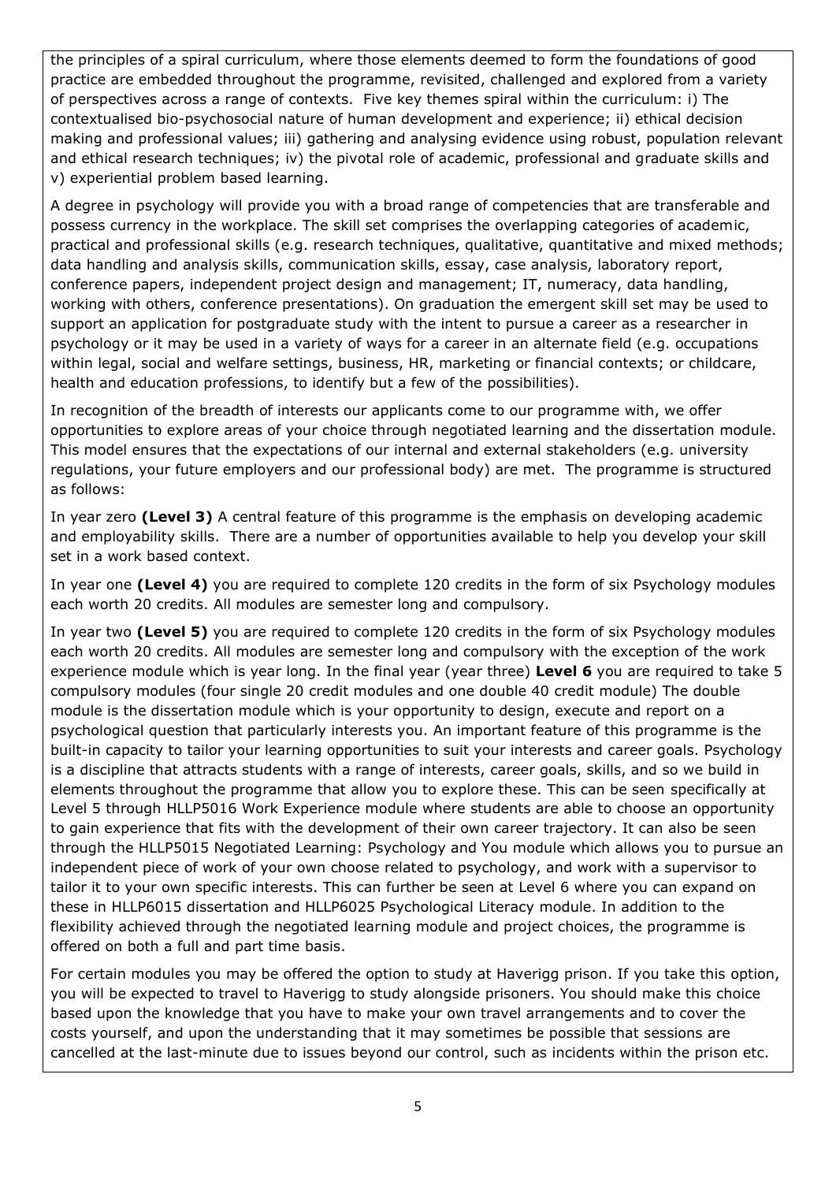the principles of a spiral curriculum, where those elements deemed to form the foundations of good practice are embedded throughout the programme, revisited, challenged and explored from a variety of perspectives across a range of contexts. Five key themes spiral within the curriculum: i) The contextualised bio-psychosocial nature of human development and experience; ii) ethical decision making and professional values; iii) gathering and analysing evidence using robust, population relevant and ethical research techniques; iv) the pivotal role of academic, professional and graduate skills and v) experiential problem based learning.

A degree in psychology will provide you with a broad range of competencies that are transferable and possess currency in the workplace. The skill set comprises the overlapping categories of academic, practical and professional skills (e.g. research techniques, qualitative, quantitative and mixed methods; data handling and analysis skills, communication skills, essay, case analysis, laboratory report, conference papers, independent project design and management; IT, numeracy, data handling, working with others, conference presentations). On graduation the emergent skill set may be used to support an application for postgraduate study with the intent to pursue a career as a researcher in psychology or it may be used in a variety of ways for a career in an alternate field (e.g. occupations within legal, social and welfare settings, business, HR, marketing or financial contexts; or childcare, health and education professions, to identify but a few of the possibilities).

In recognition of the breadth of interests our applicants come to our programme with, we offer opportunities to explore areas of your choice through negotiated learning and the dissertation module. This model ensures that the expectations of our internal and external stakeholders (e.g. university regulations, your future employers and our professional body) are met. The programme is structured as follows:

In year zero **(Level 3)** A central feature of this programme is the emphasis on developing academic and employability skills. There are a number of opportunities available to help you develop your skill set in a work based context.

In year one **(Level 4)** you are required to complete 120 credits in the form of six Psychology modules each worth 20 credits. All modules are semester long and compulsory.

In year two **(Level 5)** you are required to complete 120 credits in the form of six Psychology modules each worth 20 credits. All modules are semester long and compulsory with the exception of the work experience module which is year long. In the final year (year three) **Level 6** you are required to take 5 compulsory modules (four single 20 credit modules and one double 40 credit module) The double module is the dissertation module which is your opportunity to design, execute and report on a psychological question that particularly interests you. An important feature of this programme is the built-in capacity to tailor your learning opportunities to suit your interests and career goals. Psychology is a discipline that attracts students with a range of interests, career goals, skills, and so we build in elements throughout the programme that allow you to explore these. This can be seen specifically at Level 5 through HLLP5016 Work Experience module where students are able to choose an opportunity to gain experience that fits with the development of their own career trajectory. It can also be seen through the HLLP5015 Negotiated Learning: Psychology and You module which allows you to pursue an independent piece of work of your own choice related to psychology, and work with a supervisor to tailor it to your own specific interests. This can further be seen at Level 6 where you can expand on these in HLLP6015 dissertation and HLLP6025 Psychological Literacy module. In addition to the flexibility achieved through the negotiated learning module and project choices, the programme is offered on both a full and part time basis.

For certain modules you may be offered the option to study at Haverigg prison. If you take this option, you will be expected to travel to Haverigg to study alongside prisoners. You should make this choice based upon the knowledge that you have to make your own travel arrangements and to cover the costs yourself, and upon the understanding that it may sometimes be possible that sessions are cancelled at the last-minute due to issues beyond our control, such as incidents within the prison etc.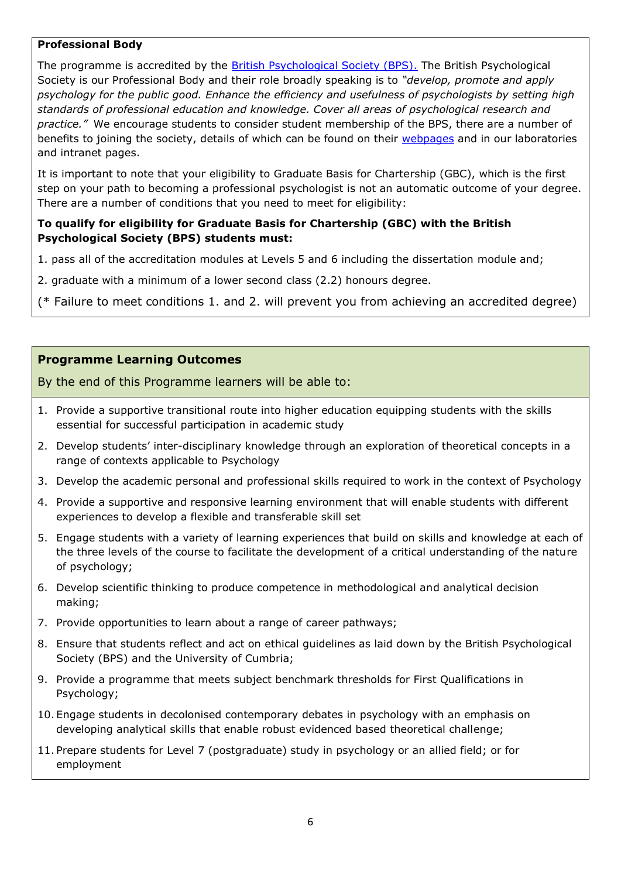**Professional Body**

The programme is accredited by the British Psychological Society (BPS). The British Psychological Society is our Professional Body and their role broadly speaking is to *"develop, promote and apply psychology for the public good. Enhance the efficiency and usefulness of psychologists by setting high standards of professional education and knowledge. Cover all areas of psychological research and practice."* We encourage students to consider student membership of the BPS, there are a number of benefits to joining the society, details of which can be found on their webpages and in our laboratories and intranet pages.

It is important to note that your eligibility to Graduate Basis for Chartership (GBC), which is the first step on your path to becoming a professional psychologist is not an automatic outcome of your degree. There are a number of conditions that you need to meet for eligibility:

**To qualify for eligibility for Graduate Basis for Chartership (GBC) with the British Psychological Society (BPS) students must:**

1. pass all of the accreditation modules at Levels 5 and 6 including the dissertation module and;
2. graduate with a minimum of a lower second class (2.2) honours degree.

(* Failure to meet conditions 1. and 2. will prevent you from achieving an accredited degree)

**Programme Learning Outcomes**

By the end of this Programme learners will be able to:

1. Provide a supportive transitional route into higher education equipping students with the skills essential for successful participation in academic study
2. Develop students' inter-disciplinary knowledge through an exploration of theoretical concepts in a range of contexts applicable to Psychology
3. Develop the academic personal and professional skills required to work in the context of Psychology
4. Provide a supportive and responsive learning environment that will enable students with different experiences to develop a flexible and transferable skill set
5. Engage students with a variety of learning experiences that build on skills and knowledge at each of the three levels of the course to facilitate the development of a critical understanding of the nature of psychology;
6. Develop scientific thinking to produce competence in methodological and analytical decision making;
7. Provide opportunities to learn about a range of career pathways;
8. Ensure that students reflect and act on ethical guidelines as laid down by the British Psychological Society (BPS) and the University of Cumbria;
9. Provide a programme that meets subject benchmark thresholds for First Qualifications in Psychology;
10. Engage students in decolonised contemporary debates in psychology with an emphasis on developing analytical skills that enable robust evidenced based theoretical challenge;
11. Prepare students for Level 7 (postgraduate) study in psychology or an allied field; or for employment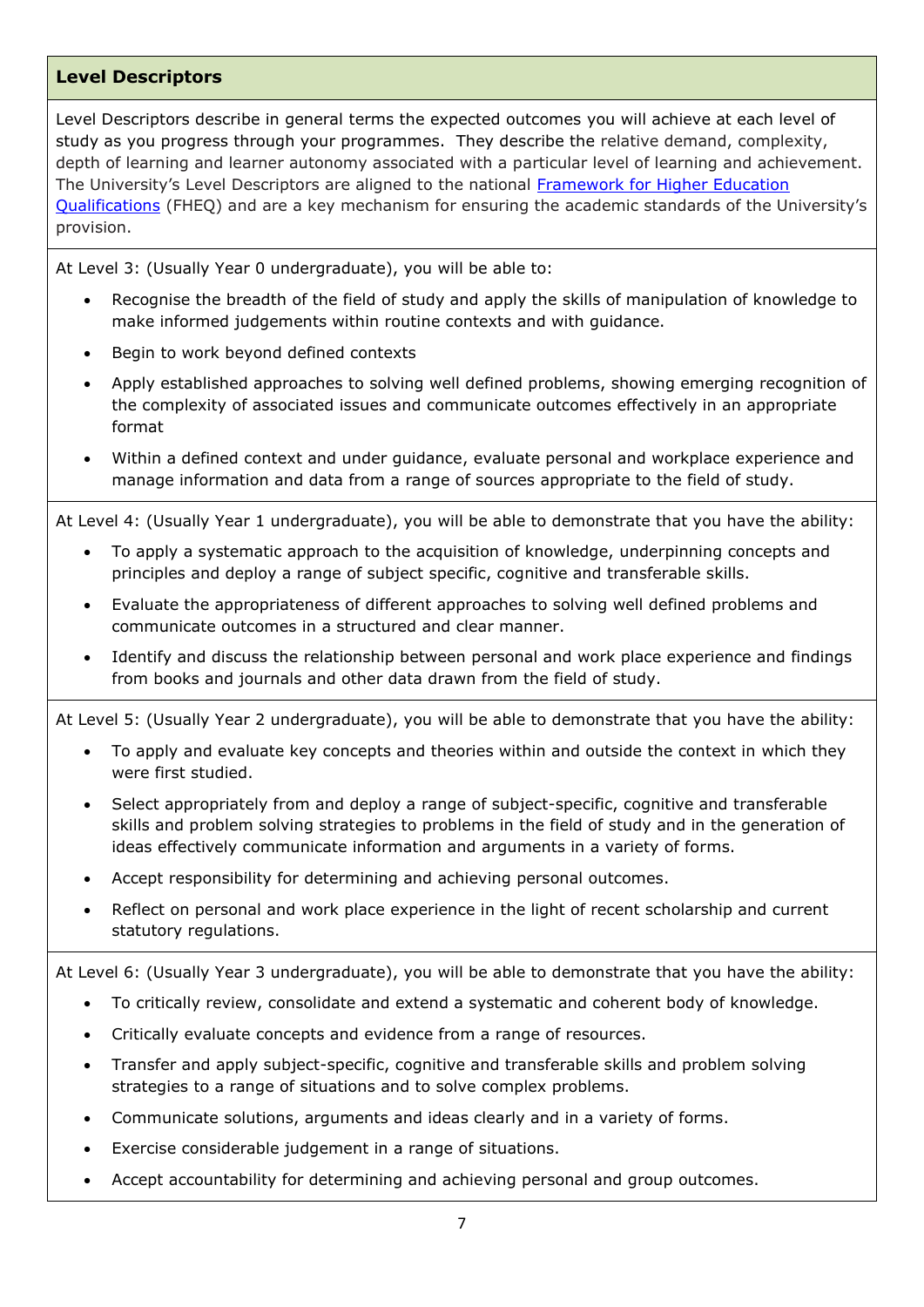## Level Descriptors

Level Descriptors describe in general terms the expected outcomes you will achieve at each level of study as you progress through your programmes. They describe the relative demand, complexity, depth of learning and learner autonomy associated with a particular level of learning and achievement. The University's Level Descriptors are aligned to the national [Framework for Higher Education Qualifications](#) (FHEQ) and are a key mechanism for ensuring the academic standards of the University's provision.

At Level 3: (Usually Year 0 undergraduate), you will be able to:

- Recognise the breadth of the field of study and apply the skills of manipulation of knowledge to make informed judgements within routine contexts and with guidance.
- Begin to work beyond defined contexts
- Apply established approaches to solving well defined problems, showing emerging recognition of the complexity of associated issues and communicate outcomes effectively in an appropriate format
- Within a defined context and under guidance, evaluate personal and workplace experience and manage information and data from a range of sources appropriate to the field of study.

At Level 4: (Usually Year 1 undergraduate), you will be able to demonstrate that you have the ability:

- To apply a systematic approach to the acquisition of knowledge, underpinning concepts and principles and deploy a range of subject specific, cognitive and transferable skills.
- Evaluate the appropriateness of different approaches to solving well defined problems and communicate outcomes in a structured and clear manner.
- Identify and discuss the relationship between personal and work place experience and findings from books and journals and other data drawn from the field of study.

At Level 5: (Usually Year 2 undergraduate), you will be able to demonstrate that you have the ability:

- To apply and evaluate key concepts and theories within and outside the context in which they were first studied.
- Select appropriately from and deploy a range of subject-specific, cognitive and transferable skills and problem solving strategies to problems in the field of study and in the generation of ideas effectively communicate information and arguments in a variety of forms.
- Accept responsibility for determining and achieving personal outcomes.
- Reflect on personal and work place experience in the light of recent scholarship and current statutory regulations.

At Level 6: (Usually Year 3 undergraduate), you will be able to demonstrate that you have the ability:

- To critically review, consolidate and extend a systematic and coherent body of knowledge.
- Critically evaluate concepts and evidence from a range of resources.
- Transfer and apply subject-specific, cognitive and transferable skills and problem solving strategies to a range of situations and to solve complex problems.
- Communicate solutions, arguments and ideas clearly and in a variety of forms.
- Exercise considerable judgement in a range of situations.
- Accept accountability for determining and achieving personal and group outcomes.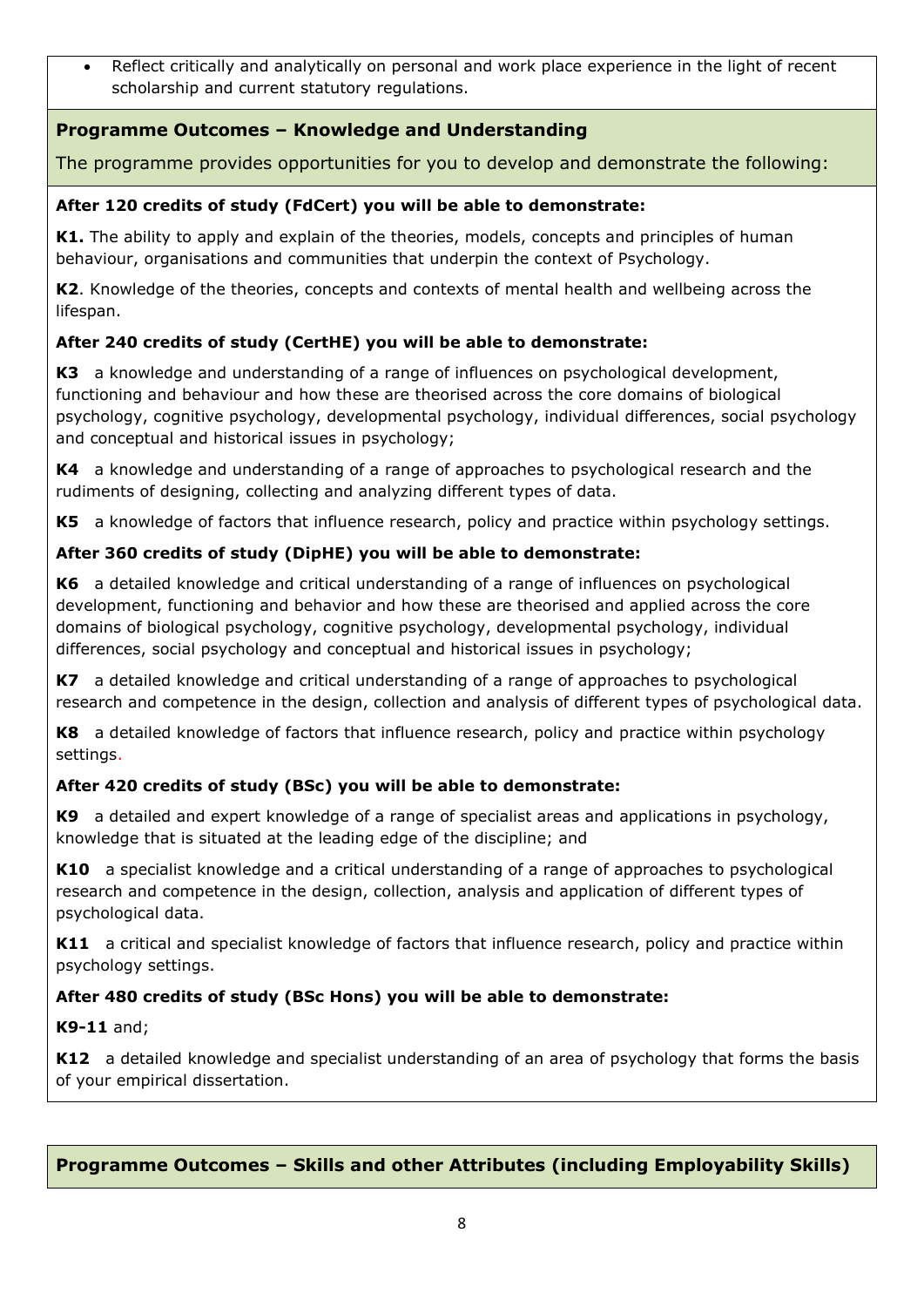- Reflect critically and analytically on personal and work place experience in the light of recent scholarship and current statutory regulations.

## Programme Outcomes – Knowledge and Understanding

The programme provides opportunities for you to develop and demonstrate the following:

**After 120 credits of study (FdCert) you will be able to demonstrate:**

**K1.** The ability to apply and explain of the theories, models, concepts and principles of human behaviour, organisations and communities that underpin the context of Psychology.

**K2**. Knowledge of the theories, concepts and contexts of mental health and wellbeing across the lifespan.

**After 240 credits of study (CertHE) you will be able to demonstrate:**

**K3** a knowledge and understanding of a range of influences on psychological development, functioning and behaviour and how these are theorised across the core domains of biological psychology, cognitive psychology, developmental psychology, individual differences, social psychology and conceptual and historical issues in psychology;

**K4** a knowledge and understanding of a range of approaches to psychological research and the rudiments of designing, collecting and analyzing different types of data.

**K5** a knowledge of factors that influence research, policy and practice within psychology settings.

**After 360 credits of study (DipHE) you will be able to demonstrate:**

**K6** a detailed knowledge and critical understanding of a range of influences on psychological development, functioning and behavior and how these are theorised and applied across the core domains of biological psychology, cognitive psychology, developmental psychology, individual differences, social psychology and conceptual and historical issues in psychology;

**K7** a detailed knowledge and critical understanding of a range of approaches to psychological research and competence in the design, collection and analysis of different types of psychological data.

**K8** a detailed knowledge of factors that influence research, policy and practice within psychology settings.

**After 420 credits of study (BSc) you will be able to demonstrate:**

**K9** a detailed and expert knowledge of a range of specialist areas and applications in psychology, knowledge that is situated at the leading edge of the discipline; and

**K10** a specialist knowledge and a critical understanding of a range of approaches to psychological research and competence in the design, collection, analysis and application of different types of psychological data.

**K11** a critical and specialist knowledge of factors that influence research, policy and practice within psychology settings.

**After 480 credits of study (BSc Hons) you will be able to demonstrate:**

**K9-11** and;

**K12** a detailed knowledge and specialist understanding of an area of psychology that forms the basis of your empirical dissertation.

## Programme Outcomes – Skills and other Attributes (including Employability Skills)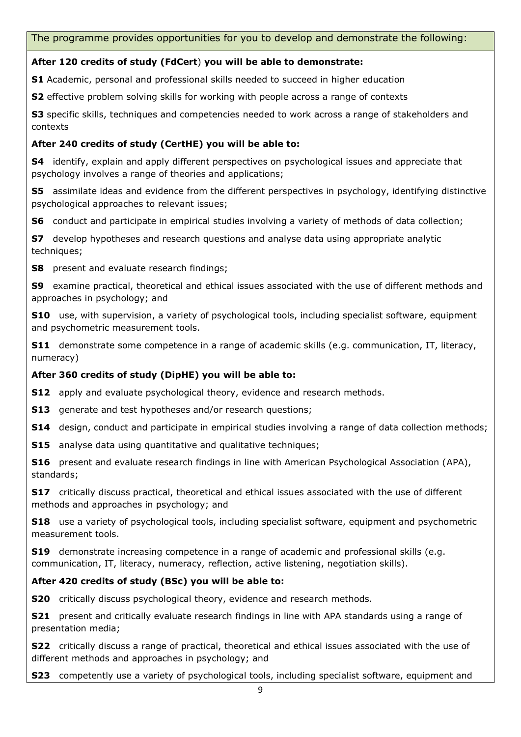The programme provides opportunities for you to develop and demonstrate the following:

**After 120 credits of study (FdCert) you will be able to demonstrate:**

**S1** Academic, personal and professional skills needed to succeed in higher education

**S2** effective problem solving skills for working with people across a range of contexts

**S3** specific skills, techniques and competencies needed to work across a range of stakeholders and contexts

**After 240 credits of study (CertHE) you will be able to:**

**S4** identify, explain and apply different perspectives on psychological issues and appreciate that psychology involves a range of theories and applications;

**S5** assimilate ideas and evidence from the different perspectives in psychology, identifying distinctive psychological approaches to relevant issues;

**S6** conduct and participate in empirical studies involving a variety of methods of data collection;

**S7** develop hypotheses and research questions and analyse data using appropriate analytic techniques;

**S8** present and evaluate research findings;

**S9** examine practical, theoretical and ethical issues associated with the use of different methods and approaches in psychology; and

**S10** use, with supervision, a variety of psychological tools, including specialist software, equipment and psychometric measurement tools.

**S11** demonstrate some competence in a range of academic skills (e.g. communication, IT, literacy, numeracy)

**After 360 credits of study (DipHE) you will be able to:**

**S12** apply and evaluate psychological theory, evidence and research methods.

**S13** generate and test hypotheses and/or research questions;

**S14** design, conduct and participate in empirical studies involving a range of data collection methods;

**S15** analyse data using quantitative and qualitative techniques;

**S16** present and evaluate research findings in line with American Psychological Association (APA), standards;

**S17** critically discuss practical, theoretical and ethical issues associated with the use of different methods and approaches in psychology; and

**S18** use a variety of psychological tools, including specialist software, equipment and psychometric measurement tools.

**S19** demonstrate increasing competence in a range of academic and professional skills (e.g. communication, IT, literacy, numeracy, reflection, active listening, negotiation skills).

**After 420 credits of study (BSc) you will be able to:**

**S20** critically discuss psychological theory, evidence and research methods.

**S21** present and critically evaluate research findings in line with APA standards using a range of presentation media;

**S22** critically discuss a range of practical, theoretical and ethical issues associated with the use of different methods and approaches in psychology; and

**S23** competently use a variety of psychological tools, including specialist software, equipment and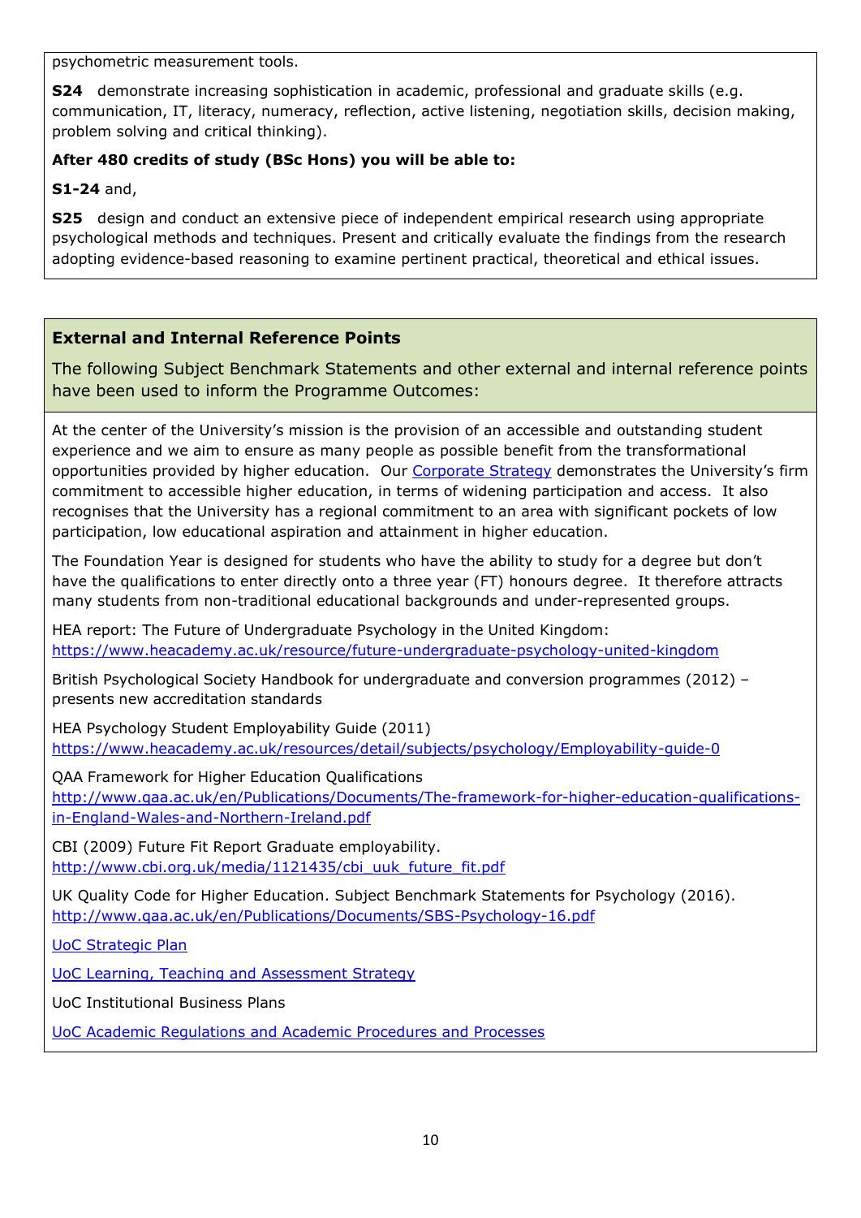psychometric measurement tools.

**S24** demonstrate increasing sophistication in academic, professional and graduate skills (e.g. communication, IT, literacy, numeracy, reflection, active listening, negotiation skills, decision making, problem solving and critical thinking).

**After 480 credits of study (BSc Hons) you will be able to:**

**S1-24** and,

**S25** design and conduct an extensive piece of independent empirical research using appropriate psychological methods and techniques. Present and critically evaluate the findings from the research adopting evidence-based reasoning to examine pertinent practical, theoretical and ethical issues.

## External and Internal Reference Points

The following Subject Benchmark Statements and other external and internal reference points have been used to inform the Programme Outcomes:

At the center of the University's mission is the provision of an accessible and outstanding student experience and we aim to ensure as many people as possible benefit from the transformational opportunities provided by higher education. Our Corporate Strategy demonstrates the University's firm commitment to accessible higher education, in terms of widening participation and access. It also recognises that the University has a regional commitment to an area with significant pockets of low participation, low educational aspiration and attainment in higher education.

The Foundation Year is designed for students who have the ability to study for a degree but don't have the qualifications to enter directly onto a three year (FT) honours degree. It therefore attracts many students from non-traditional educational backgrounds and under-represented groups.

HEA report: The Future of Undergraduate Psychology in the United Kingdom:
https://www.heacademy.ac.uk/resource/future-undergraduate-psychology-united-kingdom

British Psychological Society Handbook for undergraduate and conversion programmes (2012) – presents new accreditation standards

HEA Psychology Student Employability Guide (2011)
https://www.heacademy.ac.uk/resources/detail/subjects/psychology/Employability-guide-0

QAA Framework for Higher Education Qualifications
http://www.qaa.ac.uk/en/Publications/Documents/The-framework-for-higher-education-qualifications-in-England-Wales-and-Northern-Ireland.pdf

CBI (2009) Future Fit Report Graduate employability.
http://www.cbi.org.uk/media/1121435/cbi_uuk_future_fit.pdf

UK Quality Code for Higher Education. Subject Benchmark Statements for Psychology (2016).
http://www.qaa.ac.uk/en/Publications/Documents/SBS-Psychology-16.pdf

UoC Strategic Plan

UoC Learning, Teaching and Assessment Strategy

UoC Institutional Business Plans

UoC Academic Regulations and Academic Procedures and Processes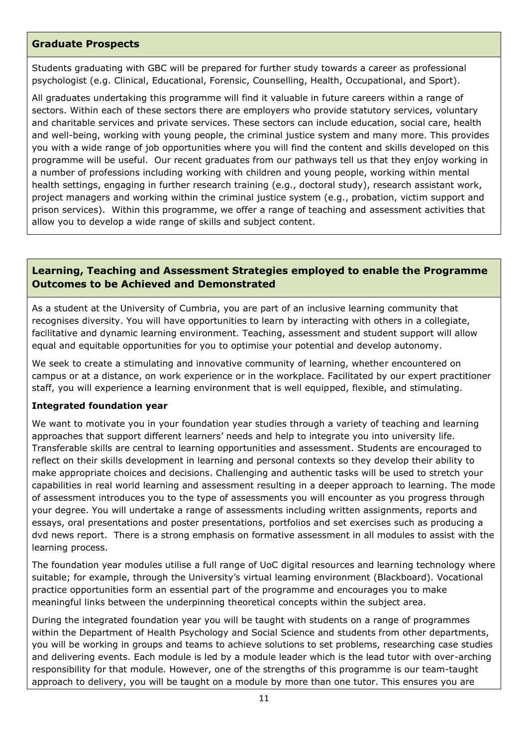## Graduate Prospects

Students graduating with GBC will be prepared for further study towards a career as professional psychologist (e.g. Clinical, Educational, Forensic, Counselling, Health, Occupational, and Sport).

All graduates undertaking this programme will find it valuable in future careers within a range of sectors. Within each of these sectors there are employers who provide statutory services, voluntary and charitable services and private services. These sectors can include education, social care, health and well-being, working with young people, the criminal justice system and many more. This provides you with a wide range of job opportunities where you will find the content and skills developed on this programme will be useful. Our recent graduates from our pathways tell us that they enjoy working in a number of professions including working with children and young people, working within mental health settings, engaging in further research training (e.g., doctoral study), research assistant work, project managers and working within the criminal justice system (e.g., probation, victim support and prison services). Within this programme, we offer a range of teaching and assessment activities that allow you to develop a wide range of skills and subject content.

## Learning, Teaching and Assessment Strategies employed to enable the Programme Outcomes to be Achieved and Demonstrated

As a student at the University of Cumbria, you are part of an inclusive learning community that recognises diversity. You will have opportunities to learn by interacting with others in a collegiate, facilitative and dynamic learning environment. Teaching, assessment and student support will allow equal and equitable opportunities for you to optimise your potential and develop autonomy.

We seek to create a stimulating and innovative community of learning, whether encountered on campus or at a distance, on work experience or in the workplace. Facilitated by our expert practitioner staff, you will experience a learning environment that is well equipped, flexible, and stimulating.

**Integrated foundation year**

We want to motivate you in your foundation year studies through a variety of teaching and learning approaches that support different learners' needs and help to integrate you into university life. Transferable skills are central to learning opportunities and assessment. Students are encouraged to reflect on their skills development in learning and personal contexts so they develop their ability to make appropriate choices and decisions. Challenging and authentic tasks will be used to stretch your capabilities in real world learning and assessment resulting in a deeper approach to learning. The mode of assessment introduces you to the type of assessments you will encounter as you progress through your degree. You will undertake a range of assessments including written assignments, reports and essays, oral presentations and poster presentations, portfolios and set exercises such as producing a dvd news report. There is a strong emphasis on formative assessment in all modules to assist with the learning process.

The foundation year modules utilise a full range of UoC digital resources and learning technology where suitable; for example, through the University's virtual learning environment (Blackboard). Vocational practice opportunities form an essential part of the programme and encourages you to make meaningful links between the underpinning theoretical concepts within the subject area.

During the integrated foundation year you will be taught with students on a range of programmes within the Department of Health Psychology and Social Science and students from other departments, you will be working in groups and teams to achieve solutions to set problems, researching case studies and delivering events. Each module is led by a module leader which is the lead tutor with over-arching responsibility for that module. However, one of the strengths of this programme is our team-taught approach to delivery, you will be taught on a module by more than one tutor. This ensures you are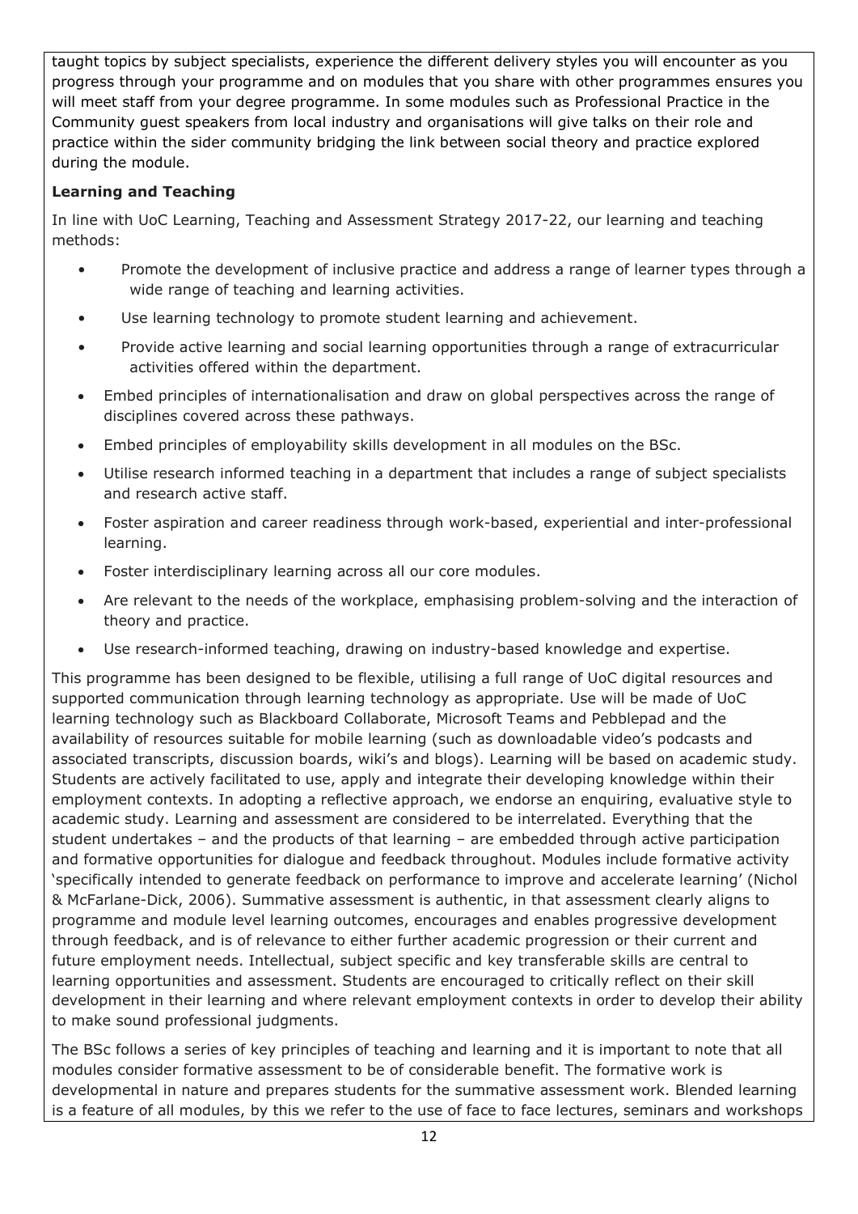taught topics by subject specialists, experience the different delivery styles you will encounter as you progress through your programme and on modules that you share with other programmes ensures you will meet staff from your degree programme. In some modules such as Professional Practice in the Community guest speakers from local industry and organisations will give talks on their role and practice within the sider community bridging the link between social theory and practice explored during the module.

**Learning and Teaching**

In line with UoC Learning, Teaching and Assessment Strategy 2017-22, our learning and teaching methods:

- Promote the development of inclusive practice and address a range of learner types through a wide range of teaching and learning activities.
- Use learning technology to promote student learning and achievement.
- Provide active learning and social learning opportunities through a range of extracurricular activities offered within the department.
- Embed principles of internationalisation and draw on global perspectives across the range of disciplines covered across these pathways.
- Embed principles of employability skills development in all modules on the BSc.
- Utilise research informed teaching in a department that includes a range of subject specialists and research active staff.
- Foster aspiration and career readiness through work-based, experiential and inter-professional learning.
- Foster interdisciplinary learning across all our core modules.
- Are relevant to the needs of the workplace, emphasising problem-solving and the interaction of theory and practice.
- Use research-informed teaching, drawing on industry-based knowledge and expertise.

This programme has been designed to be flexible, utilising a full range of UoC digital resources and supported communication through learning technology as appropriate. Use will be made of UoC learning technology such as Blackboard Collaborate, Microsoft Teams and Pebblepad and the availability of resources suitable for mobile learning (such as downloadable video's podcasts and associated transcripts, discussion boards, wiki's and blogs). Learning will be based on academic study. Students are actively facilitated to use, apply and integrate their developing knowledge within their employment contexts. In adopting a reflective approach, we endorse an enquiring, evaluative style to academic study. Learning and assessment are considered to be interrelated. Everything that the student undertakes – and the products of that learning – are embedded through active participation and formative opportunities for dialogue and feedback throughout. Modules include formative activity 'specifically intended to generate feedback on performance to improve and accelerate learning' (Nichol & McFarlane-Dick, 2006). Summative assessment is authentic, in that assessment clearly aligns to programme and module level learning outcomes, encourages and enables progressive development through feedback, and is of relevance to either further academic progression or their current and future employment needs. Intellectual, subject specific and key transferable skills are central to learning opportunities and assessment. Students are encouraged to critically reflect on their skill development in their learning and where relevant employment contexts in order to develop their ability to make sound professional judgments.

The BSc follows a series of key principles of teaching and learning and it is important to note that all modules consider formative assessment to be of considerable benefit. The formative work is developmental in nature and prepares students for the summative assessment work. Blended learning is a feature of all modules, by this we refer to the use of face to face lectures, seminars and workshops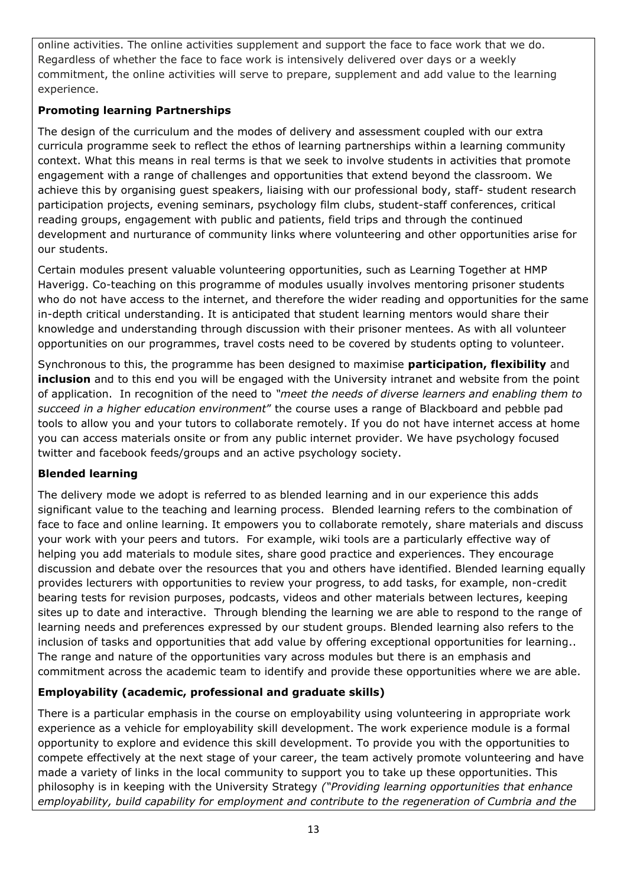online activities. The online activities supplement and support the face to face work that we do. Regardless of whether the face to face work is intensively delivered over days or a weekly commitment, the online activities will serve to prepare, supplement and add value to the learning experience.

**Promoting learning Partnerships**

The design of the curriculum and the modes of delivery and assessment coupled with our extra curricula programme seek to reflect the ethos of learning partnerships within a learning community context. What this means in real terms is that we seek to involve students in activities that promote engagement with a range of challenges and opportunities that extend beyond the classroom. We achieve this by organising guest speakers, liaising with our professional body, staff- student research participation projects, evening seminars, psychology film clubs, student-staff conferences, critical reading groups, engagement with public and patients, field trips and through the continued development and nurturance of community links where volunteering and other opportunities arise for our students.

Certain modules present valuable volunteering opportunities, such as Learning Together at HMP Haverigg. Co-teaching on this programme of modules usually involves mentoring prisoner students who do not have access to the internet, and therefore the wider reading and opportunities for the same in-depth critical understanding. It is anticipated that student learning mentors would share their knowledge and understanding through discussion with their prisoner mentees. As with all volunteer opportunities on our programmes, travel costs need to be covered by students opting to volunteer.

Synchronous to this, the programme has been designed to maximise **participation, flexibility** and **inclusion** and to this end you will be engaged with the University intranet and website from the point of application. In recognition of the need to *"meet the needs of diverse learners and enabling them to succeed in a higher education environment*" the course uses a range of Blackboard and pebble pad tools to allow you and your tutors to collaborate remotely. If you do not have internet access at home you can access materials onsite or from any public internet provider. We have psychology focused twitter and facebook feeds/groups and an active psychology society.

**Blended learning**

The delivery mode we adopt is referred to as blended learning and in our experience this adds significant value to the teaching and learning process. Blended learning refers to the combination of face to face and online learning. It empowers you to collaborate remotely, share materials and discuss your work with your peers and tutors. For example, wiki tools are a particularly effective way of helping you add materials to module sites, share good practice and experiences. They encourage discussion and debate over the resources that you and others have identified. Blended learning equally provides lecturers with opportunities to review your progress, to add tasks, for example, non-credit bearing tests for revision purposes, podcasts, videos and other materials between lectures, keeping sites up to date and interactive. Through blending the learning we are able to respond to the range of learning needs and preferences expressed by our student groups. Blended learning also refers to the inclusion of tasks and opportunities that add value by offering exceptional opportunities for learning.. The range and nature of the opportunities vary across modules but there is an emphasis and commitment across the academic team to identify and provide these opportunities where we are able.

**Employability (academic, professional and graduate skills)**

There is a particular emphasis in the course on employability using volunteering in appropriate work experience as a vehicle for employability skill development. The work experience module is a formal opportunity to explore and evidence this skill development. To provide you with the opportunities to compete effectively at the next stage of your career, the team actively promote volunteering and have made a variety of links in the local community to support you to take up these opportunities. This philosophy is in keeping with the University Strategy *("Providing learning opportunities that enhance employability, build capability for employment and contribute to the regeneration of Cumbria and the*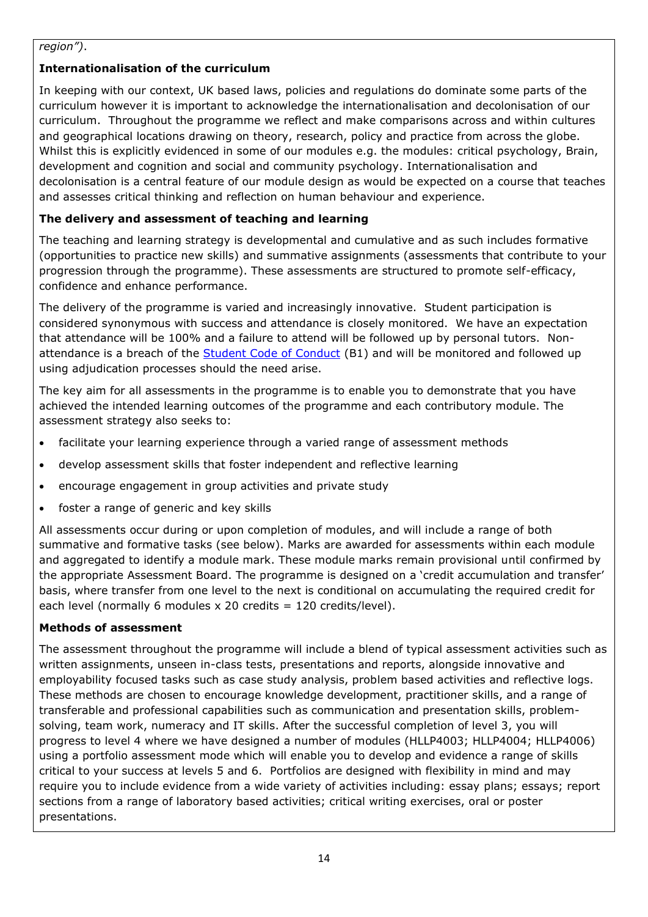*region")*.

**Internationalisation of the curriculum**

In keeping with our context, UK based laws, policies and regulations do dominate some parts of the curriculum however it is important to acknowledge the internationalisation and decolonisation of our curriculum. Throughout the programme we reflect and make comparisons across and within cultures and geographical locations drawing on theory, research, policy and practice from across the globe. Whilst this is explicitly evidenced in some of our modules e.g. the modules: critical psychology, Brain, development and cognition and social and community psychology. Internationalisation and decolonisation is a central feature of our module design as would be expected on a course that teaches and assesses critical thinking and reflection on human behaviour and experience.

**The delivery and assessment of teaching and learning**

The teaching and learning strategy is developmental and cumulative and as such includes formative (opportunities to practice new skills) and summative assignments (assessments that contribute to your progression through the programme). These assessments are structured to promote self-efficacy, confidence and enhance performance.

The delivery of the programme is varied and increasingly innovative. Student participation is considered synonymous with success and attendance is closely monitored. We have an expectation that attendance will be 100% and a failure to attend will be followed up by personal tutors. Non-attendance is a breach of the [Student Code of Conduct](#) (B1) and will be monitored and followed up using adjudication processes should the need arise.

The key aim for all assessments in the programme is to enable you to demonstrate that you have achieved the intended learning outcomes of the programme and each contributory module. The assessment strategy also seeks to:

- facilitate your learning experience through a varied range of assessment methods
- develop assessment skills that foster independent and reflective learning
- encourage engagement in group activities and private study
- foster a range of generic and key skills

All assessments occur during or upon completion of modules, and will include a range of both summative and formative tasks (see below). Marks are awarded for assessments within each module and aggregated to identify a module mark. These module marks remain provisional until confirmed by the appropriate Assessment Board. The programme is designed on a 'credit accumulation and transfer' basis, where transfer from one level to the next is conditional on accumulating the required credit for each level (normally 6 modules x 20 credits = 120 credits/level).

**Methods of assessment**

The assessment throughout the programme will include a blend of typical assessment activities such as written assignments, unseen in-class tests, presentations and reports, alongside innovative and employability focused tasks such as case study analysis, problem based activities and reflective logs. These methods are chosen to encourage knowledge development, practitioner skills, and a range of transferable and professional capabilities such as communication and presentation skills, problem-solving, team work, numeracy and IT skills. After the successful completion of level 3, you will progress to level 4 where we have designed a number of modules (HLLP4003; HLLP4004; HLLP4006) using a portfolio assessment mode which will enable you to develop and evidence a range of skills critical to your success at levels 5 and 6. Portfolios are designed with flexibility in mind and may require you to include evidence from a wide variety of activities including: essay plans; essays; report sections from a range of laboratory based activities; critical writing exercises, oral or poster presentations.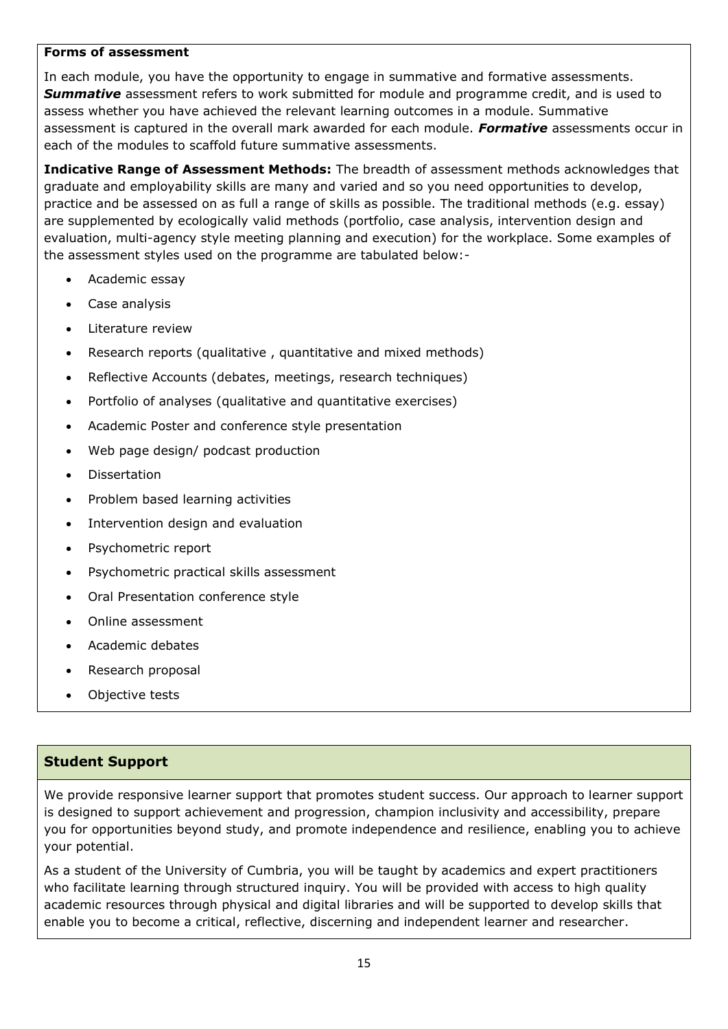**Forms of assessment**

In each module, you have the opportunity to engage in summative and formative assessments. ***Summative*** assessment refers to work submitted for module and programme credit, and is used to assess whether you have achieved the relevant learning outcomes in a module. Summative assessment is captured in the overall mark awarded for each module. ***Formative*** assessments occur in each of the modules to scaffold future summative assessments.

**Indicative Range of Assessment Methods:** The breadth of assessment methods acknowledges that graduate and employability skills are many and varied and so you need opportunities to develop, practice and be assessed on as full a range of skills as possible. The traditional methods (e.g. essay) are supplemented by ecologically valid methods (portfolio, case analysis, intervention design and evaluation, multi-agency style meeting planning and execution) for the workplace. Some examples of the assessment styles used on the programme are tabulated below:-

- Academic essay
- Case analysis
- Literature review
- Research reports (qualitative , quantitative and mixed methods)
- Reflective Accounts (debates, meetings, research techniques)
- Portfolio of analyses (qualitative and quantitative exercises)
- Academic Poster and conference style presentation
- Web page design/ podcast production
- Dissertation
- Problem based learning activities
- Intervention design and evaluation
- Psychometric report
- Psychometric practical skills assessment
- Oral Presentation conference style
- Online assessment
- Academic debates
- Research proposal
- Objective tests

## Student Support

We provide responsive learner support that promotes student success. Our approach to learner support is designed to support achievement and progression, champion inclusivity and accessibility, prepare you for opportunities beyond study, and promote independence and resilience, enabling you to achieve your potential.

As a student of the University of Cumbria, you will be taught by academics and expert practitioners who facilitate learning through structured inquiry. You will be provided with access to high quality academic resources through physical and digital libraries and will be supported to develop skills that enable you to become a critical, reflective, discerning and independent learner and researcher.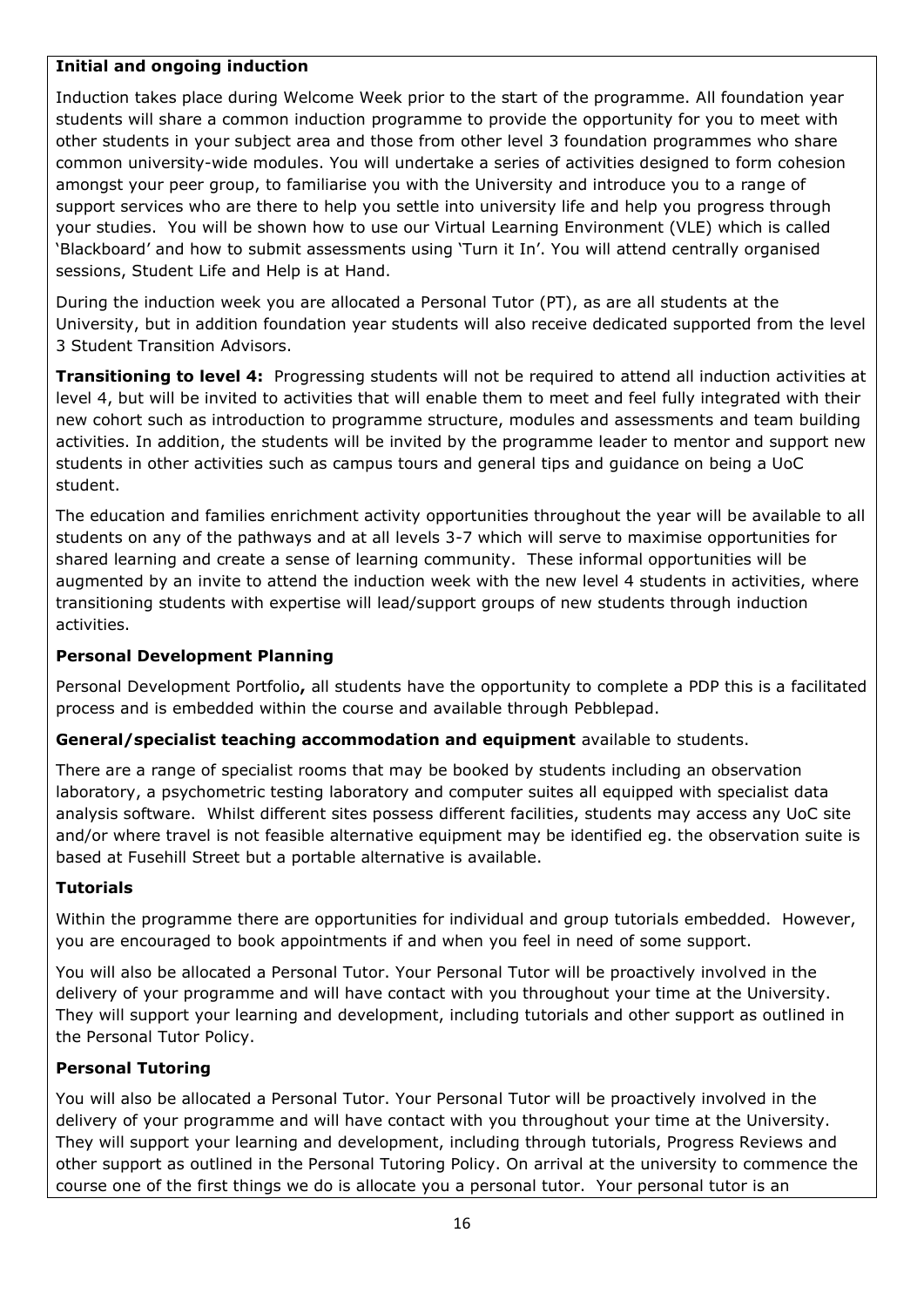**Initial and ongoing induction**

Induction takes place during Welcome Week prior to the start of the programme. All foundation year students will share a common induction programme to provide the opportunity for you to meet with other students in your subject area and those from other level 3 foundation programmes who share common university-wide modules. You will undertake a series of activities designed to form cohesion amongst your peer group, to familiarise you with the University and introduce you to a range of support services who are there to help you settle into university life and help you progress through your studies. You will be shown how to use our Virtual Learning Environment (VLE) which is called 'Blackboard' and how to submit assessments using 'Turn it In'. You will attend centrally organised sessions, Student Life and Help is at Hand.

During the induction week you are allocated a Personal Tutor (PT), as are all students at the University, but in addition foundation year students will also receive dedicated supported from the level 3 Student Transition Advisors.

**Transitioning to level 4:** Progressing students will not be required to attend all induction activities at level 4, but will be invited to activities that will enable them to meet and feel fully integrated with their new cohort such as introduction to programme structure, modules and assessments and team building activities. In addition, the students will be invited by the programme leader to mentor and support new students in other activities such as campus tours and general tips and guidance on being a UoC student.

The education and families enrichment activity opportunities throughout the year will be available to all students on any of the pathways and at all levels 3-7 which will serve to maximise opportunities for shared learning and create a sense of learning community. These informal opportunities will be augmented by an invite to attend the induction week with the new level 4 students in activities, where transitioning students with expertise will lead/support groups of new students through induction activities.

**Personal Development Planning**

Personal Development Portfolio**,** all students have the opportunity to complete a PDP this is a facilitated process and is embedded within the course and available through Pebblepad.

**General/specialist teaching accommodation and equipment** available to students.

There are a range of specialist rooms that may be booked by students including an observation laboratory, a psychometric testing laboratory and computer suites all equipped with specialist data analysis software. Whilst different sites possess different facilities, students may access any UoC site and/or where travel is not feasible alternative equipment may be identified eg. the observation suite is based at Fusehill Street but a portable alternative is available.

**Tutorials**

Within the programme there are opportunities for individual and group tutorials embedded. However, you are encouraged to book appointments if and when you feel in need of some support.

You will also be allocated a Personal Tutor. Your Personal Tutor will be proactively involved in the delivery of your programme and will have contact with you throughout your time at the University. They will support your learning and development, including tutorials and other support as outlined in the Personal Tutor Policy.

**Personal Tutoring**

You will also be allocated a Personal Tutor. Your Personal Tutor will be proactively involved in the delivery of your programme and will have contact with you throughout your time at the University. They will support your learning and development, including through tutorials, Progress Reviews and other support as outlined in the Personal Tutoring Policy. On arrival at the university to commence the course one of the first things we do is allocate you a personal tutor. Your personal tutor is an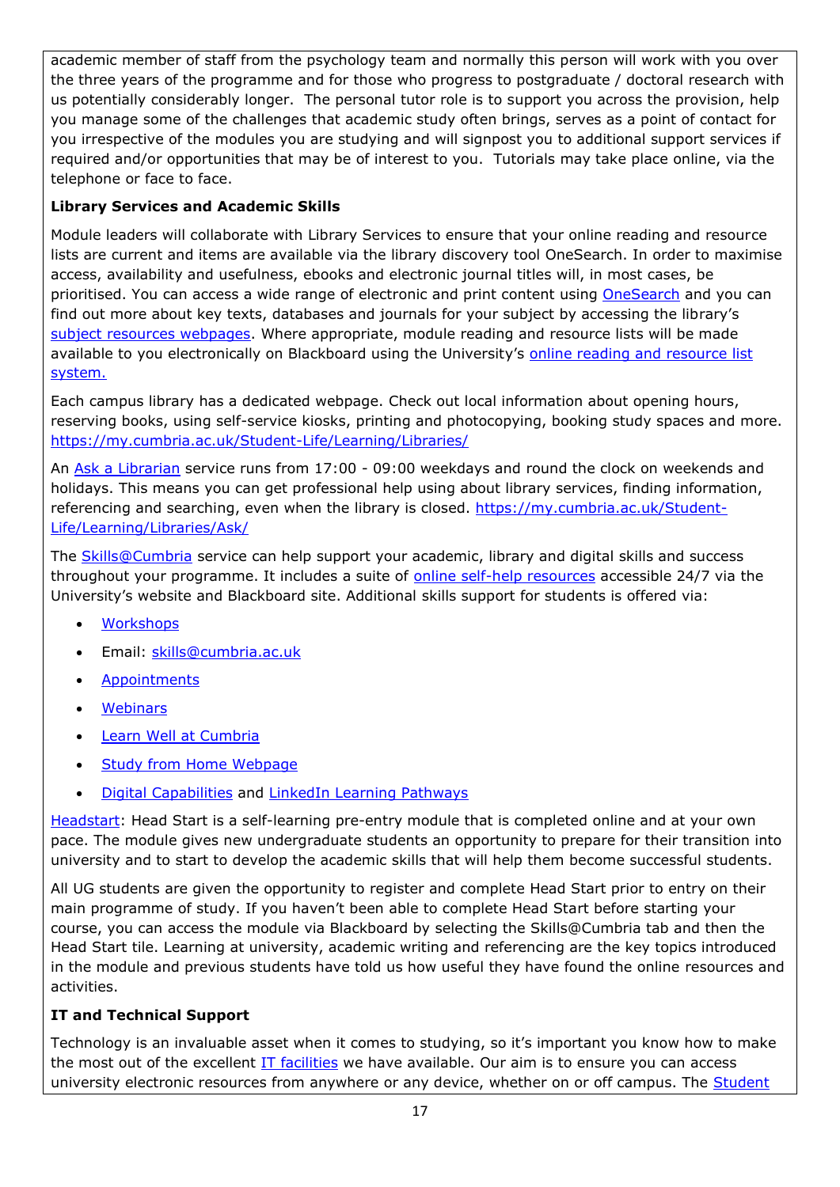academic member of staff from the psychology team and normally this person will work with you over the three years of the programme and for those who progress to postgraduate / doctoral research with us potentially considerably longer. The personal tutor role is to support you across the provision, help you manage some of the challenges that academic study often brings, serves as a point of contact for you irrespective of the modules you are studying and will signpost you to additional support services if required and/or opportunities that may be of interest to you. Tutorials may take place online, via the telephone or face to face.

**Library Services and Academic Skills**

Module leaders will collaborate with Library Services to ensure that your online reading and resource lists are current and items are available via the library discovery tool OneSearch. In order to maximise access, availability and usefulness, ebooks and electronic journal titles will, in most cases, be prioritised. You can access a wide range of electronic and print content using OneSearch and you can find out more about key texts, databases and journals for your subject by accessing the library's subject resources webpages. Where appropriate, module reading and resource lists will be made available to you electronically on Blackboard using the University's online reading and resource list system.

Each campus library has a dedicated webpage. Check out local information about opening hours, reserving books, using self-service kiosks, printing and photocopying, booking study spaces and more. https://my.cumbria.ac.uk/Student-Life/Learning/Libraries/

An Ask a Librarian service runs from 17:00 - 09:00 weekdays and round the clock on weekends and holidays. This means you can get professional help using about library services, finding information, referencing and searching, even when the library is closed. https://my.cumbria.ac.uk/Student-Life/Learning/Libraries/Ask/

The Skills@Cumbria service can help support your academic, library and digital skills and success throughout your programme. It includes a suite of online self-help resources accessible 24/7 via the University's website and Blackboard site. Additional skills support for students is offered via:

- Workshops
- Email: skills@cumbria.ac.uk
- Appointments
- Webinars
- Learn Well at Cumbria
- Study from Home Webpage
- Digital Capabilities and LinkedIn Learning Pathways

Headstart: Head Start is a self-learning pre-entry module that is completed online and at your own pace. The module gives new undergraduate students an opportunity to prepare for their transition into university and to start to develop the academic skills that will help them become successful students.

All UG students are given the opportunity to register and complete Head Start prior to entry on their main programme of study. If you haven't been able to complete Head Start before starting your course, you can access the module via Blackboard by selecting the Skills@Cumbria tab and then the Head Start tile. Learning at university, academic writing and referencing are the key topics introduced in the module and previous students have told us how useful they have found the online resources and activities.

**IT and Technical Support**

Technology is an invaluable asset when it comes to studying, so it's important you know how to make the most out of the excellent IT facilities we have available. Our aim is to ensure you can access university electronic resources from anywhere or any device, whether on or off campus. The Student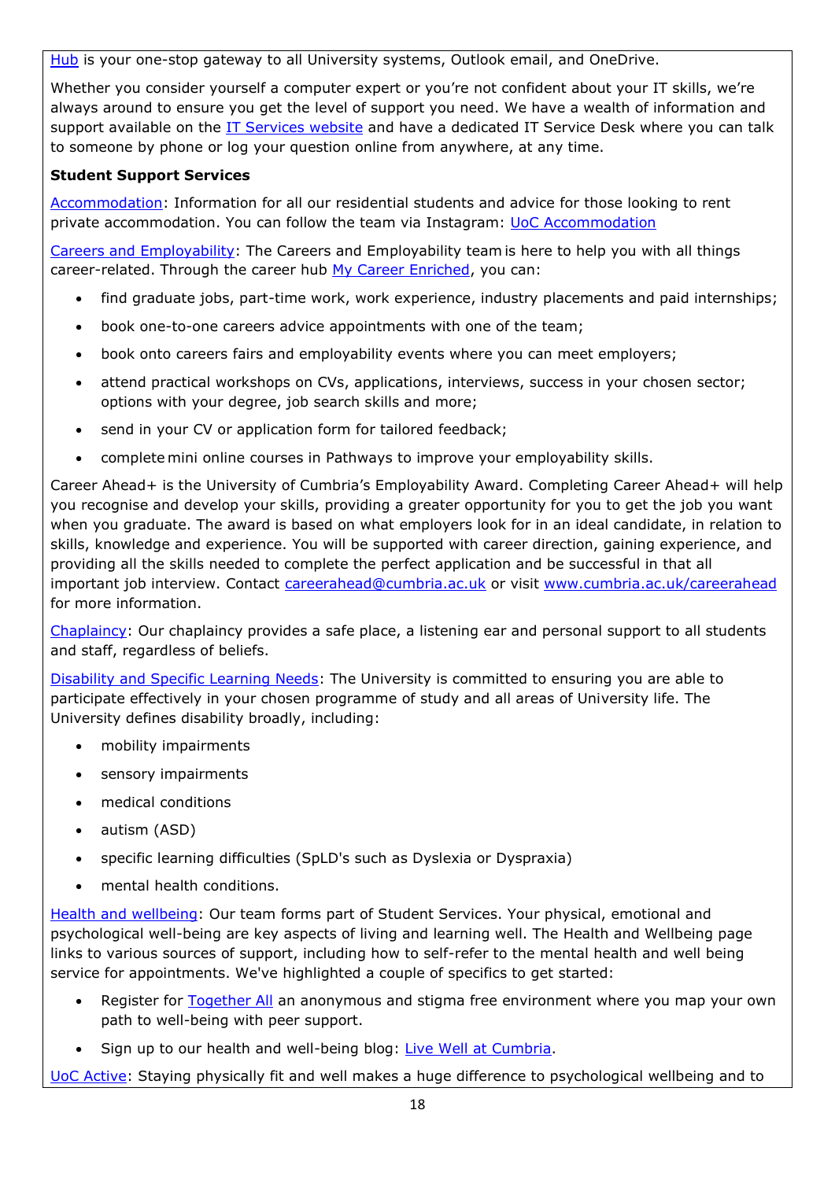Hub is your one-stop gateway to all University systems, Outlook email, and OneDrive.

Whether you consider yourself a computer expert or you're not confident about your IT skills, we're always around to ensure you get the level of support you need. We have a wealth of information and support available on the IT Services website and have a dedicated IT Service Desk where you can talk to someone by phone or log your question online from anywhere, at any time.

**Student Support Services**

Accommodation: Information for all our residential students and advice for those looking to rent private accommodation. You can follow the team via Instagram: UoC Accommodation

Careers and Employability: The Careers and Employability team is here to help you with all things career-related. Through the career hub My Career Enriched, you can:

- find graduate jobs, part-time work, work experience, industry placements and paid internships;
- book one-to-one careers advice appointments with one of the team;
- book onto careers fairs and employability events where you can meet employers;
- attend practical workshops on CVs, applications, interviews, success in your chosen sector; options with your degree, job search skills and more;
- send in your CV or application form for tailored feedback;
- complete mini online courses in Pathways to improve your employability skills.

Career Ahead+ is the University of Cumbria's Employability Award. Completing Career Ahead+ will help you recognise and develop your skills, providing a greater opportunity for you to get the job you want when you graduate. The award is based on what employers look for in an ideal candidate, in relation to skills, knowledge and experience. You will be supported with career direction, gaining experience, and providing all the skills needed to complete the perfect application and be successful in that all important job interview. Contact careerahead@cumbria.ac.uk or visit www.cumbria.ac.uk/careerahead for more information.

Chaplaincy: Our chaplaincy provides a safe place, a listening ear and personal support to all students and staff, regardless of beliefs.

Disability and Specific Learning Needs: The University is committed to ensuring you are able to participate effectively in your chosen programme of study and all areas of University life. The University defines disability broadly, including:

- mobility impairments
- sensory impairments
- medical conditions
- autism (ASD)
- specific learning difficulties (SpLD's such as Dyslexia or Dyspraxia)
- mental health conditions.

Health and wellbeing: Our team forms part of Student Services. Your physical, emotional and psychological well-being are key aspects of living and learning well. The Health and Wellbeing page links to various sources of support, including how to self-refer to the mental health and well being service for appointments. We've highlighted a couple of specifics to get started:

- Register for Together All an anonymous and stigma free environment where you map your own path to well-being with peer support.
- Sign up to our health and well-being blog: Live Well at Cumbria.

UoC Active: Staying physically fit and well makes a huge difference to psychological wellbeing and to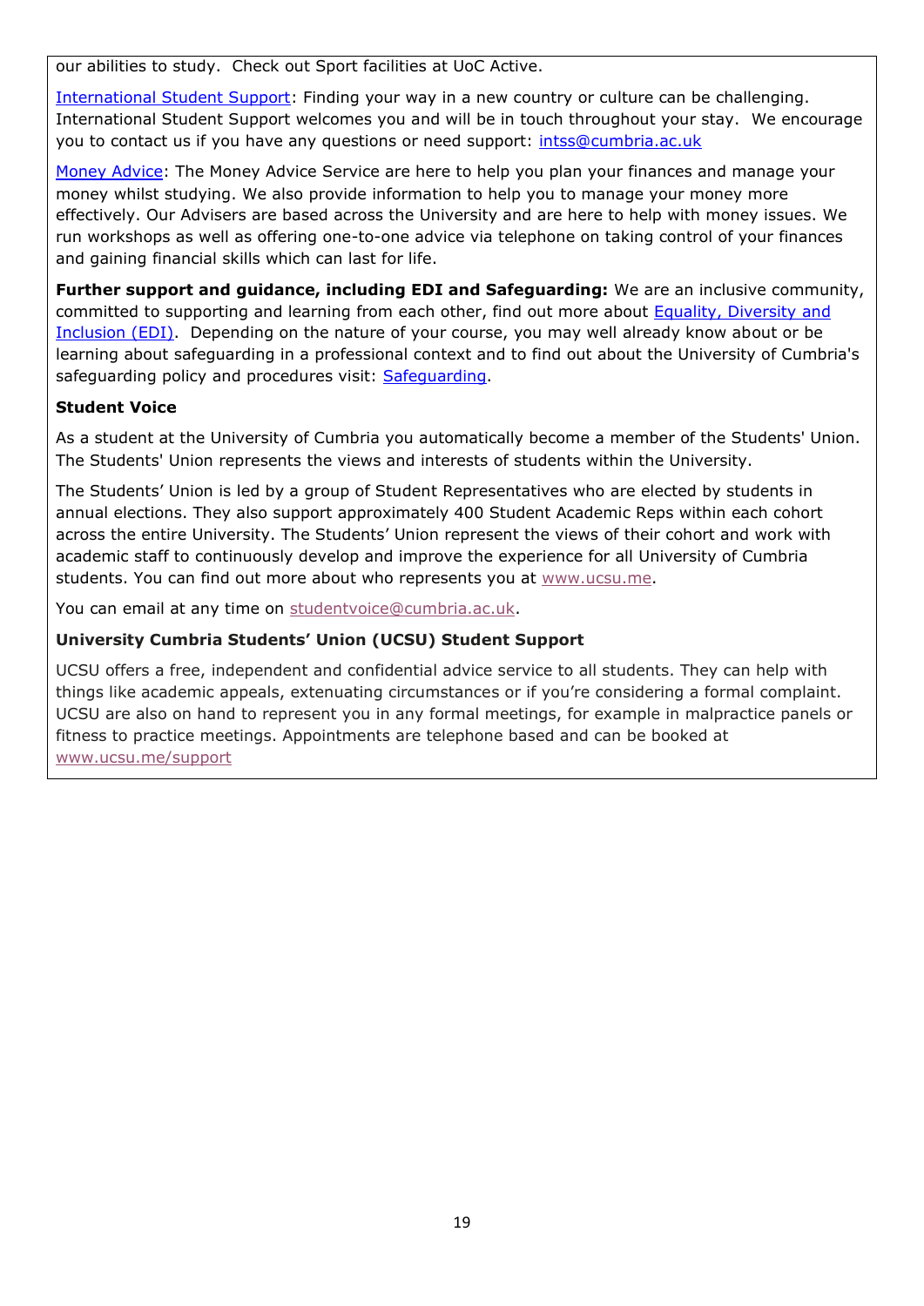our abilities to study. Check out Sport facilities at UoC Active.

International Student Support: Finding your way in a new country or culture can be challenging. International Student Support welcomes you and will be in touch throughout your stay. We encourage you to contact us if you have any questions or need support: intss@cumbria.ac.uk

Money Advice: The Money Advice Service are here to help you plan your finances and manage your money whilst studying. We also provide information to help you to manage your money more effectively. Our Advisers are based across the University and are here to help with money issues. We run workshops as well as offering one-to-one advice via telephone on taking control of your finances and gaining financial skills which can last for life.

**Further support and guidance, including EDI and Safeguarding:** We are an inclusive community, committed to supporting and learning from each other, find out more about Equality, Diversity and Inclusion (EDI). Depending on the nature of your course, you may well already know about or be learning about safeguarding in a professional context and to find out about the University of Cumbria's safeguarding policy and procedures visit: Safeguarding.

**Student Voice**

As a student at the University of Cumbria you automatically become a member of the Students' Union. The Students' Union represents the views and interests of students within the University.

The Students' Union is led by a group of Student Representatives who are elected by students in annual elections. They also support approximately 400 Student Academic Reps within each cohort across the entire University. The Students' Union represent the views of their cohort and work with academic staff to continuously develop and improve the experience for all University of Cumbria students. You can find out more about who represents you at www.ucsu.me.

You can email at any time on studentvoice@cumbria.ac.uk.

**University Cumbria Students' Union (UCSU) Student Support**

UCSU offers a free, independent and confidential advice service to all students. They can help with things like academic appeals, extenuating circumstances or if you're considering a formal complaint. UCSU are also on hand to represent you in any formal meetings, for example in malpractice panels or fitness to practice meetings. Appointments are telephone based and can be booked at www.ucsu.me/support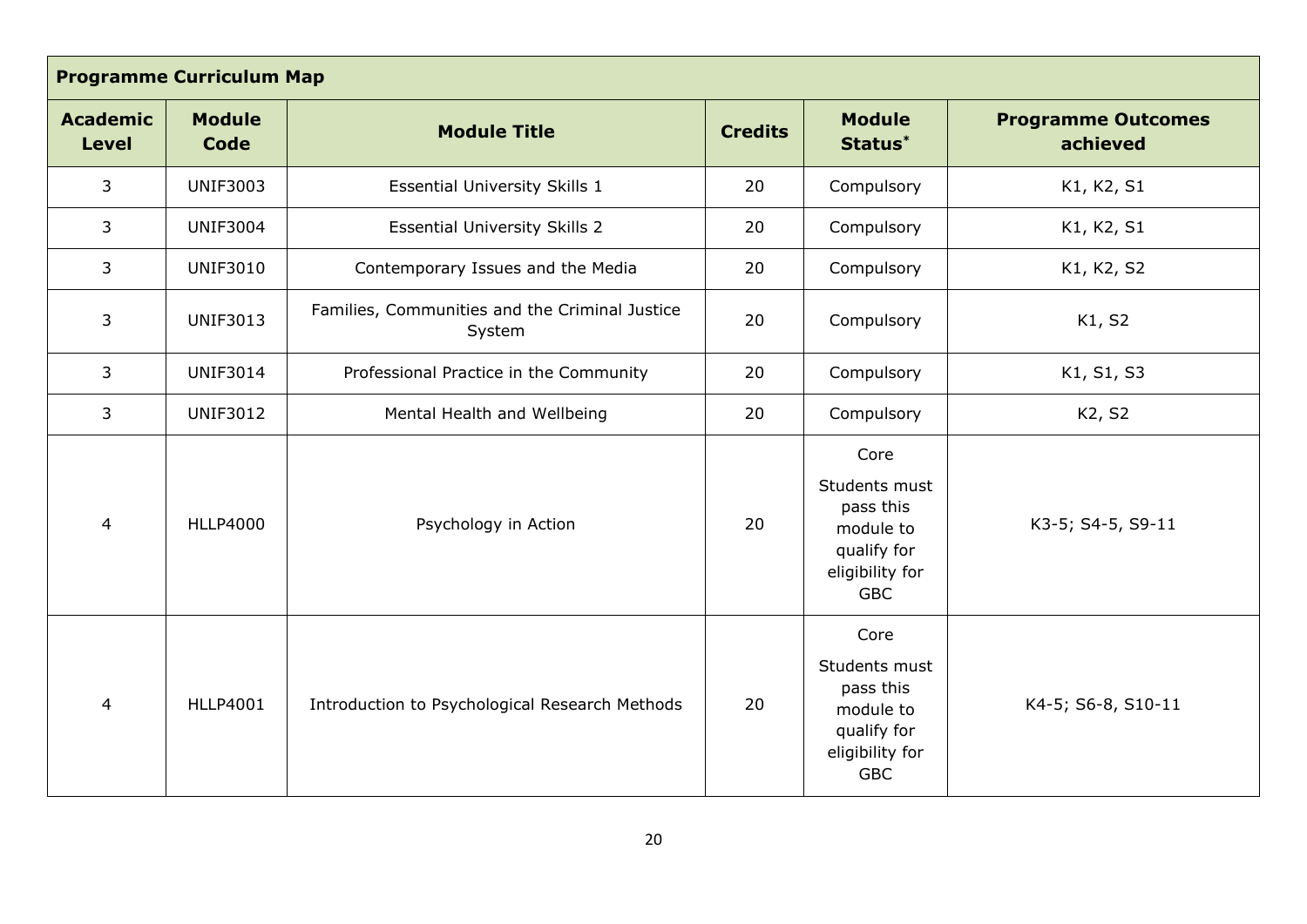| Programme Curriculum Map | | | | | |
|---|---|---|---|---|---|
| **Academic Level** | **Module Code** | **Module Title** | **Credits** | **Module Status*** | **Programme Outcomes achieved** |
| 3 | UNIF3003 | Essential University Skills 1 | 20 | Compulsory | K1, K2, S1 |
| 3 | UNIF3004 | Essential University Skills 2 | 20 | Compulsory | K1, K2, S1 |
| 3 | UNIF3010 | Contemporary Issues and the Media | 20 | Compulsory | K1, K2, S2 |
| 3 | UNIF3013 | Families, Communities and the Criminal Justice System | 20 | Compulsory | K1, S2 |
| 3 | UNIF3014 | Professional Practice in the Community | 20 | Compulsory | K1, S1, S3 |
| 3 | UNIF3012 | Mental Health and Wellbeing | 20 | Compulsory | K2, S2 |
| 4 | HLLP4000 | Psychology in Action | 20 | Core<br>Students must pass this module to qualify for eligibility for GBC | K3-5; S4-5, S9-11 |
| 4 | HLLP4001 | Introduction to Psychological Research Methods | 20 | Core<br>Students must pass this module to qualify for eligibility for GBC | K4-5; S6-8, S10-11 |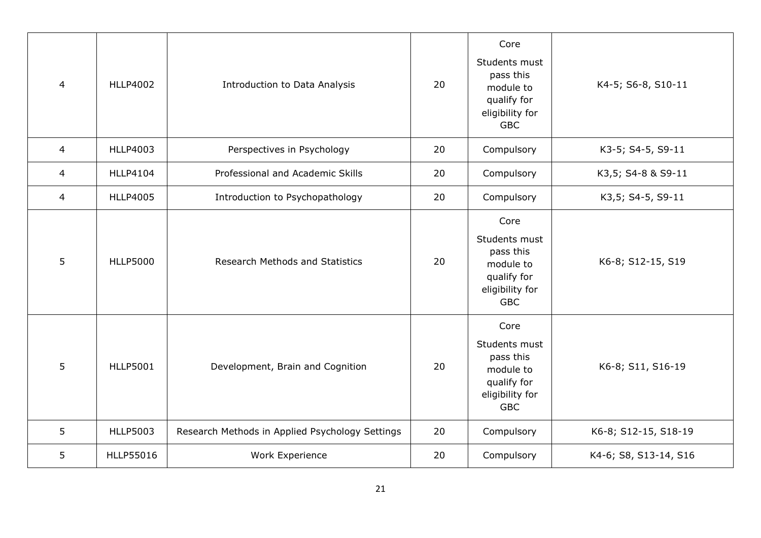| | | | | | |
|---|---|---|---|---|---|
| 4 | HLLP4002 | Introduction to Data Analysis | 20 | Core<br>Students must pass this module to qualify for eligibility for GBC | K4-5; S6-8, S10-11 |
| 4 | HLLP4003 | Perspectives in Psychology | 20 | Compulsory | K3-5; S4-5, S9-11 |
| 4 | HLLP4104 | Professional and Academic Skills | 20 | Compulsory | K3,5; S4-8 & S9-11 |
| 4 | HLLP4005 | Introduction to Psychopathology | 20 | Compulsory | K3,5; S4-5, S9-11 |
| 5 | HLLP5000 | Research Methods and Statistics | 20 | Core<br>Students must pass this module to qualify for eligibility for GBC | K6-8; S12-15, S19 |
| 5 | HLLP5001 | Development, Brain and Cognition | 20 | Core<br>Students must pass this module to qualify for eligibility for GBC | K6-8; S11, S16-19 |
| 5 | HLLP5003 | Research Methods in Applied Psychology Settings | 20 | Compulsory | K6-8; S12-15, S18-19 |
| 5 | HLLP55016 | Work Experience | 20 | Compulsory | K4-6; S8, S13-14, S16 |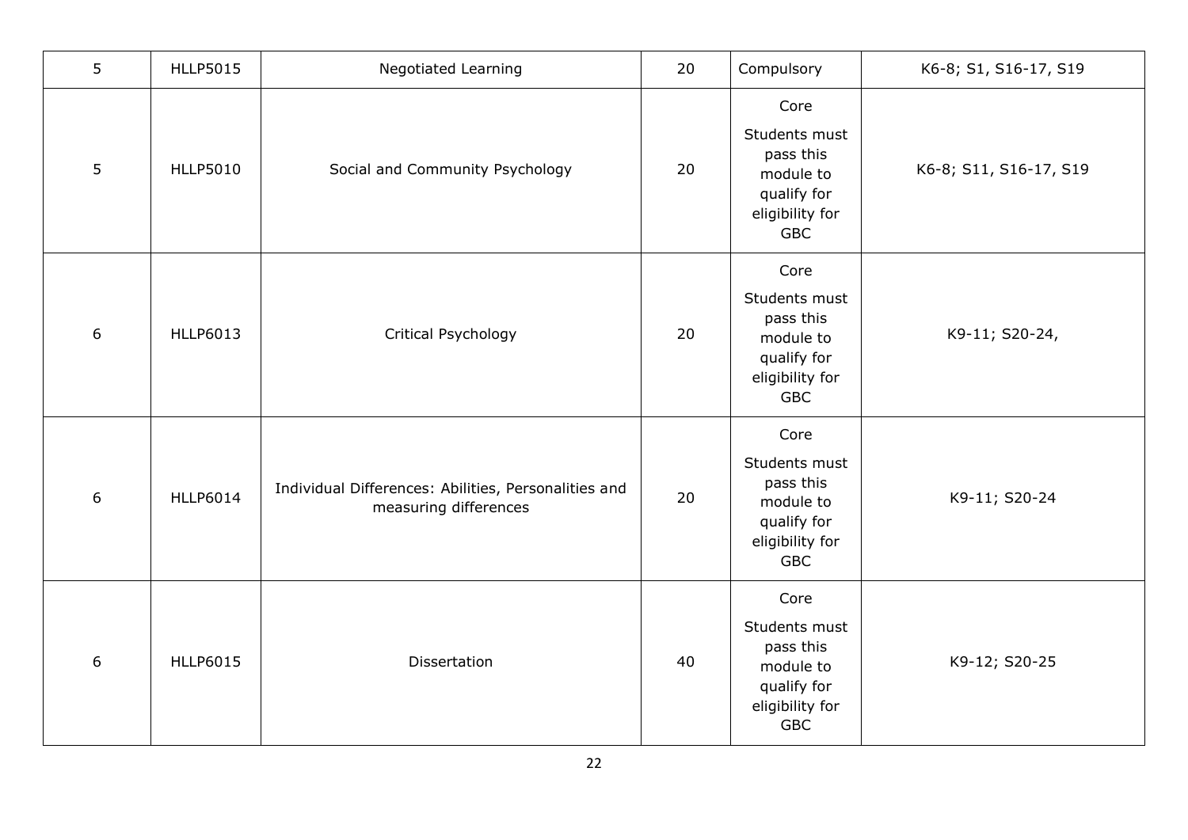| 5 | HLLP5015 | Negotiated Learning | 20 | Compulsory | K6-8; S1, S16-17, S19 |
|---|---|---|---|---|---|
| 5 | HLLP5010 | Social and Community Psychology | 20 | Core<br>Students must pass this module to qualify for eligibility for GBC | K6-8; S11, S16-17, S19 |
| 6 | HLLP6013 | Critical Psychology | 20 | Core<br>Students must pass this module to qualify for eligibility for GBC | K9-11; S20-24, |
| 6 | HLLP6014 | Individual Differences: Abilities, Personalities and measuring differences | 20 | Core<br>Students must pass this module to qualify for eligibility for GBC | K9-11; S20-24 |
| 6 | HLLP6015 | Dissertation | 40 | Core<br>Students must pass this module to qualify for eligibility for GBC | K9-12; S20-25 |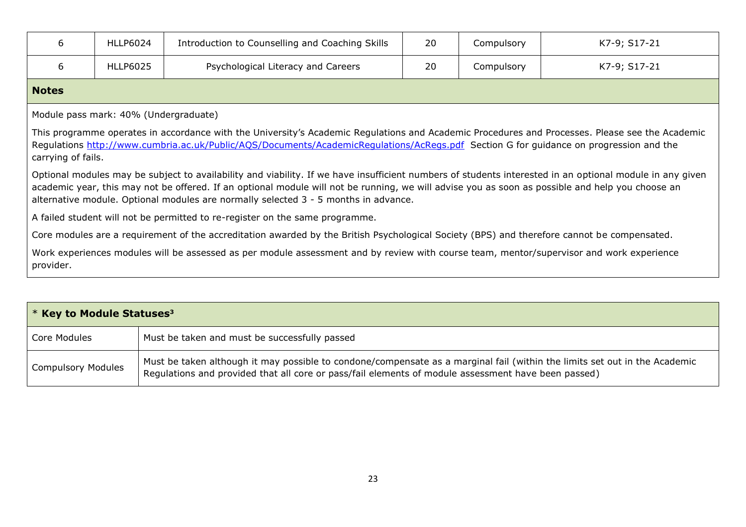| 6 | HLLP6024 | Introduction to Counselling and Coaching Skills | 20 | Compulsory | K7-9; S17-21 |
|---|---|---|---|---|---|
| 6 | HLLP6025 | Psychological Literacy and Careers | 20 | Compulsory | K7-9; S17-21 |

**Notes**

Module pass mark: 40% (Undergraduate)

This programme operates in accordance with the University's Academic Regulations and Academic Procedures and Processes. Please see the Academic Regulations http://www.cumbria.ac.uk/Public/AQS/Documents/AcademicRegulations/AcRegs.pdf Section G for guidance on progression and the carrying of fails.

Optional modules may be subject to availability and viability. If we have insufficient numbers of students interested in an optional module in any given academic year, this may not be offered. If an optional module will not be running, we will advise you as soon as possible and help you choose an alternative module. Optional modules are normally selected 3 - 5 months in advance.

A failed student will not be permitted to re-register on the same programme.

Core modules are a requirement of the accreditation awarded by the British Psychological Society (BPS) and therefore cannot be compensated.

Work experiences modules will be assessed as per module assessment and by review with course team, mentor/supervisor and work experience provider.

| * **Key to Module Statuses**[3] | |
|---|---|
| Core Modules | Must be taken and must be successfully passed |
| Compulsory Modules | Must be taken although it may possible to condone/compensate as a marginal fail (within the limits set out in the Academic Regulations and provided that all core or pass/fail elements of module assessment have been passed) |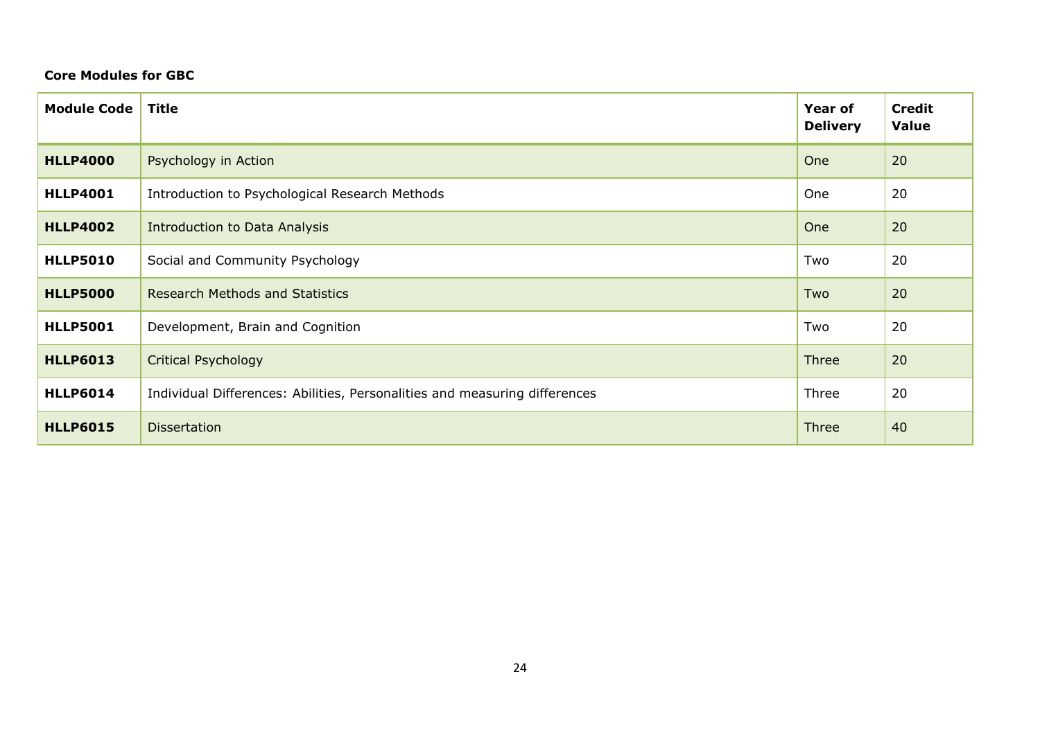**Core Modules for GBC**

| Module Code | Title | Year of Delivery | Credit Value |
|---|---|---|---|
| **HLLP4000** | Psychology in Action | One | 20 |
| **HLLP4001** | Introduction to Psychological Research Methods | One | 20 |
| **HLLP4002** | Introduction to Data Analysis | One | 20 |
| **HLLP5010** | Social and Community Psychology | Two | 20 |
| **HLLP5000** | Research Methods and Statistics | Two | 20 |
| **HLLP5001** | Development, Brain and Cognition | Two | 20 |
| **HLLP6013** | Critical Psychology | Three | 20 |
| **HLLP6014** | Individual Differences: Abilities, Personalities and measuring differences | Three | 20 |
| **HLLP6015** | Dissertation | Three | 40 |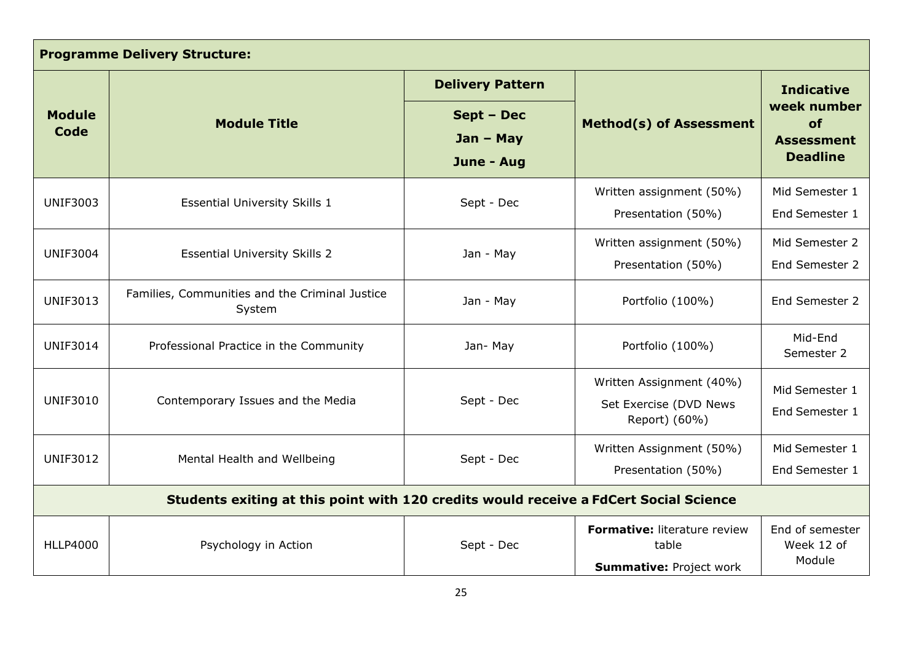| **Programme Delivery Structure:** | | | | |
|---|---|---|---|---|
| **Module Code** | **Module Title** | **Delivery Pattern**<br>**Sept – Dec**<br>**Jan – May**<br>**June - Aug** | **Method(s) of Assessment** | **Indicative week number of Assessment Deadline** |
| UNIF3003 | Essential University Skills 1 | Sept - Dec | Written assignment (50%)<br>Presentation (50%) | Mid Semester 1<br>End Semester 1 |
| UNIF3004 | Essential University Skills 2 | Jan - May | Written assignment (50%)<br>Presentation (50%) | Mid Semester 2<br>End Semester 2 |
| UNIF3013 | Families, Communities and the Criminal Justice System | Jan - May | Portfolio (100%) | End Semester 2 |
| UNIF3014 | Professional Practice in the Community | Jan- May | Portfolio (100%) | Mid-End Semester 2 |
| UNIF3010 | Contemporary Issues and the Media | Sept - Dec | Written Assignment (40%)<br>Set Exercise (DVD News Report) (60%) | Mid Semester 1<br>End Semester 1 |
| UNIF3012 | Mental Health and Wellbeing | Sept - Dec | Written Assignment (50%)<br>Presentation (50%) | Mid Semester 1<br>End Semester 1 |
| **Students exiting at this point with 120 credits would receive a FdCert Social Science** | | | | |
| HLLP4000 | Psychology in Action | Sept - Dec | **Formative:** literature review table<br>**Summative:** Project work | End of semester Week 12 of Module |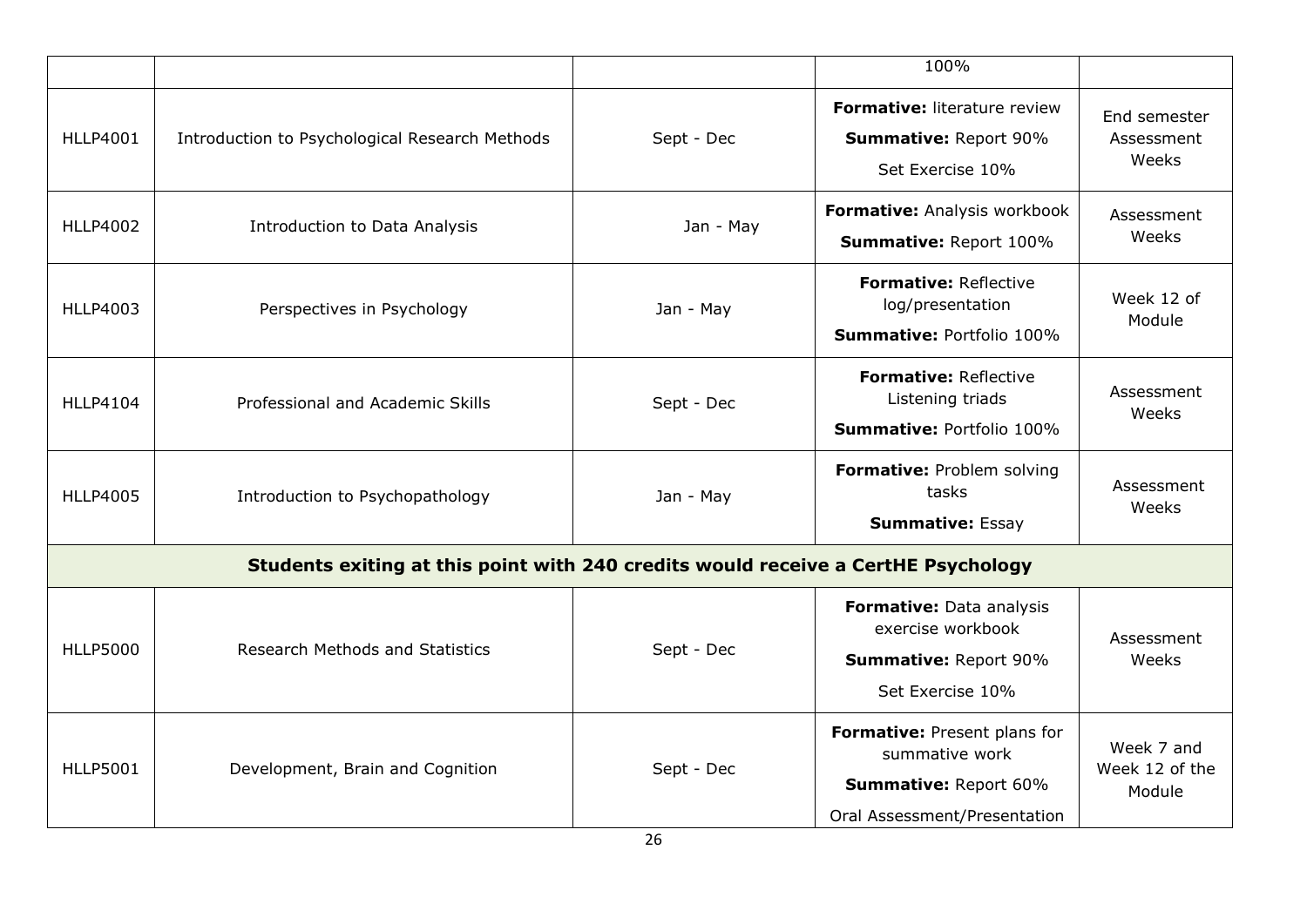| | | | | |
|---|---|---|---|---|
| | | | 100% | |
| HLLP4001 | Introduction to Psychological Research Methods | Sept - Dec | **Formative:** literature review<br>**Summative:** Report 90%<br>Set Exercise 10% | End semester Assessment Weeks |
| HLLP4002 | Introduction to Data Analysis | Jan - May | **Formative:** Analysis workbook<br>**Summative:** Report 100% | Assessment Weeks |
| HLLP4003 | Perspectives in Psychology | Jan - May | **Formative:** Reflective log/presentation<br>**Summative:** Portfolio 100% | Week 12 of Module |
| HLLP4104 | Professional and Academic Skills | Sept - Dec | **Formative:** Reflective Listening triads<br>**Summative:** Portfolio 100% | Assessment Weeks |
| HLLP4005 | Introduction to Psychopathology | Jan - May | **Formative:** Problem solving tasks<br>**Summative:** Essay | Assessment Weeks |
| **Students exiting at this point with 240 credits would receive a CertHE Psychology** | | | | |
| HLLP5000 | Research Methods and Statistics | Sept - Dec | **Formative:** Data analysis exercise workbook<br>**Summative:** Report 90%<br>Set Exercise 10% | Assessment Weeks |
| HLLP5001 | Development, Brain and Cognition | Sept - Dec | **Formative:** Present plans for summative work<br>**Summative:** Report 60%<br>Oral Assessment/Presentation | Week 7 and Week 12 of the Module |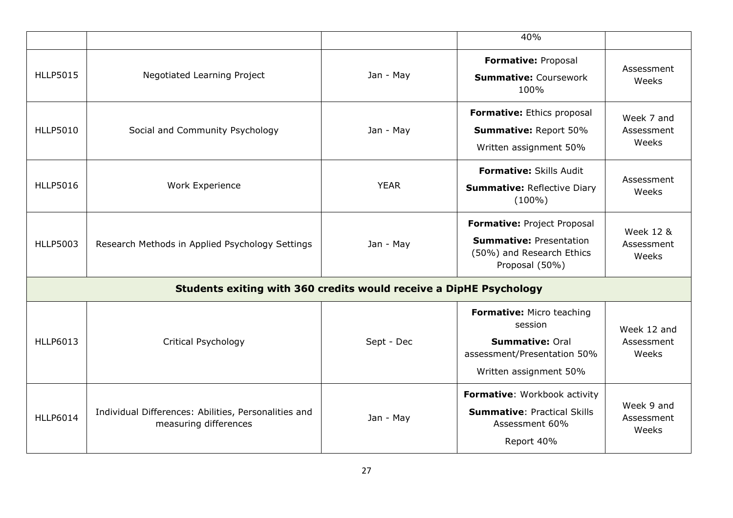| | | | | |
|---|---|---|---|---|
| | | | 40% | |
| HLLP5015 | Negotiated Learning Project | Jan - May | **Formative:** Proposal<br>**Summative:** Coursework 100% | Assessment Weeks |
| HLLP5010 | Social and Community Psychology | Jan - May | **Formative:** Ethics proposal<br>**Summative:** Report 50%<br>Written assignment 50% | Week 7 and Assessment Weeks |
| HLLP5016 | Work Experience | YEAR | **Formative:** Skills Audit<br>**Summative:** Reflective Diary (100%) | Assessment Weeks |
| HLLP5003 | Research Methods in Applied Psychology Settings | Jan - May | **Formative:** Project Proposal<br>**Summative:** Presentation (50%) and Research Ethics Proposal (50%) | Week 12 & Assessment Weeks |
| **Students exiting with 360 credits would receive a DipHE Psychology** | | | | |
| HLLP6013 | Critical Psychology | Sept - Dec | **Formative:** Micro teaching session<br>**Summative:** Oral assessment/Presentation 50%<br>Written assignment 50% | Week 12 and Assessment Weeks |
| HLLP6014 | Individual Differences: Abilities, Personalities and measuring differences | Jan - May | **Formative**: Workbook activity<br>**Summative**: Practical Skills Assessment 60%<br>Report 40% | Week 9 and Assessment Weeks |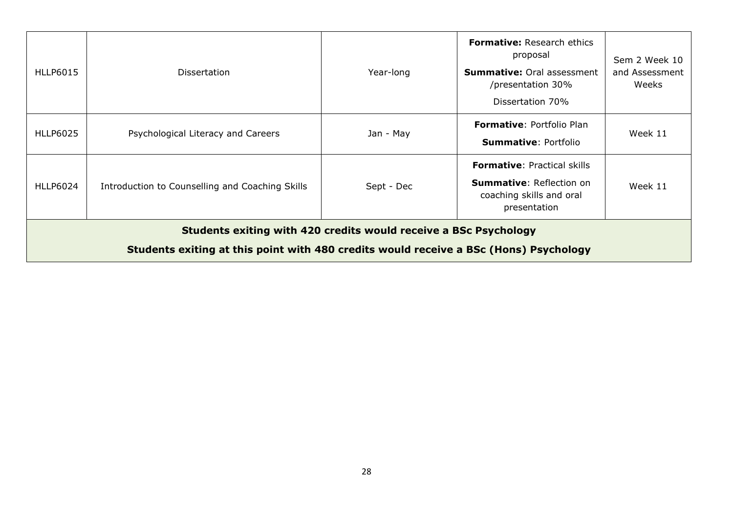| | | | | |
|---|---|---|---|---|
| HLLP6015 | Dissertation | Year-long | **Formative:** Research ethics proposal<br>**Summative:** Oral assessment /presentation 30%<br>Dissertation 70% | Sem 2 Week 10 and Assessment Weeks |
| HLLP6025 | Psychological Literacy and Careers | Jan - May | **Formative**: Portfolio Plan<br>**Summative**: Portfolio | Week 11 |
| HLLP6024 | Introduction to Counselling and Coaching Skills | Sept - Dec | **Formative**: Practical skills<br>**Summative**: Reflection on coaching skills and oral presentation | Week 11 |
| **Students exiting with 420 credits would receive a BSc Psychology**<br>**Students exiting at this point with 480 credits would receive a BSc (Hons) Psychology** | | | | |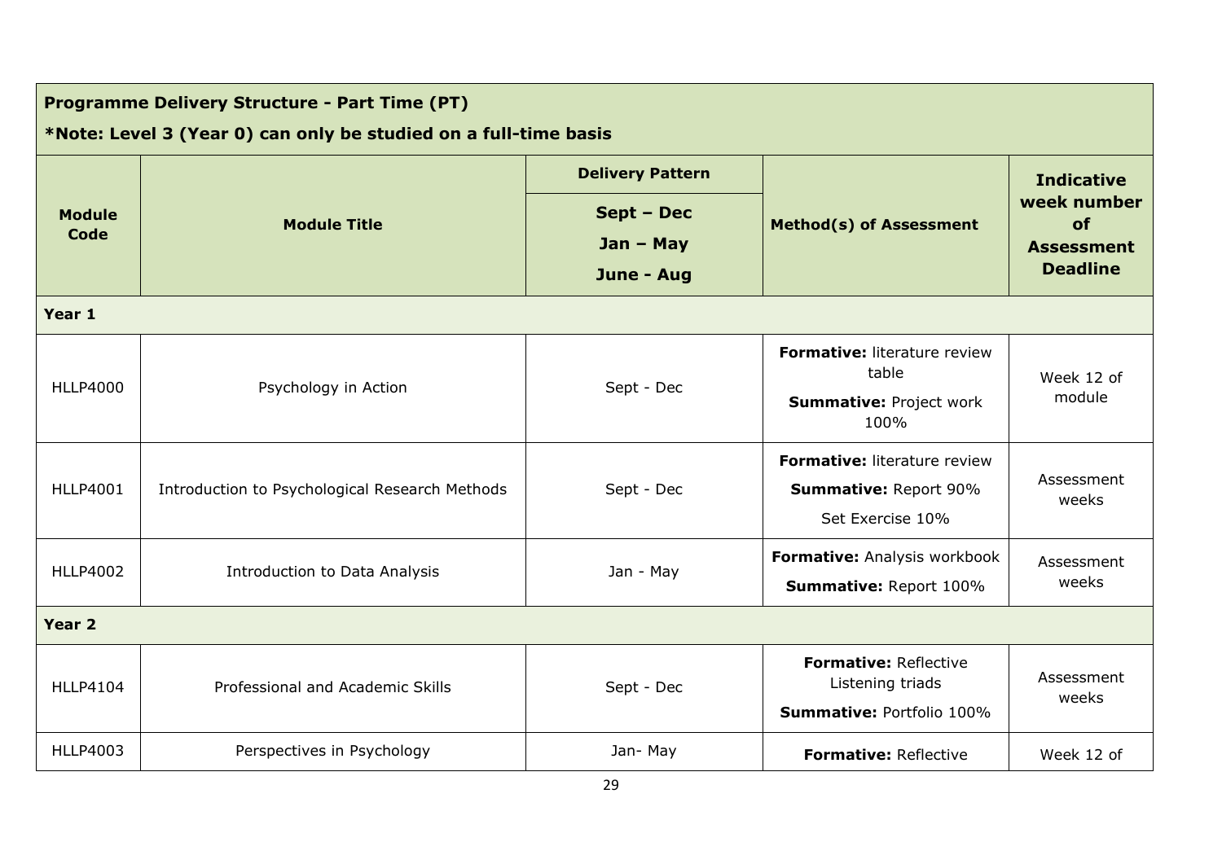| **Programme Delivery Structure - Part Time (PT)**<br>**\*Note: Level 3 (Year 0) can only be studied on a full-time basis** | | | | |
|---|---|---|---|---|
| **Module Code** | **Module Title** | **Delivery Pattern**<br>**Sept – Dec**<br>**Jan – May**<br>**June - Aug** | **Method(s) of Assessment** | **Indicative week number of Assessment Deadline** |
| **Year 1** | | | | |
| HLLP4000 | Psychology in Action | Sept - Dec | **Formative:** literature review table<br>**Summative:** Project work 100% | Week 12 of module |
| HLLP4001 | Introduction to Psychological Research Methods | Sept - Dec | **Formative:** literature review<br>**Summative:** Report 90%<br>Set Exercise 10% | Assessment weeks |
| HLLP4002 | Introduction to Data Analysis | Jan - May | **Formative:** Analysis workbook<br>**Summative:** Report 100% | Assessment weeks |
| **Year 2** | | | | |
| HLLP4104 | Professional and Academic Skills | Sept - Dec | **Formative:** Reflective Listening triads<br>**Summative:** Portfolio 100% | Assessment weeks |
| HLLP4003 | Perspectives in Psychology | Jan- May | **Formative:** Reflective | Week 12 of |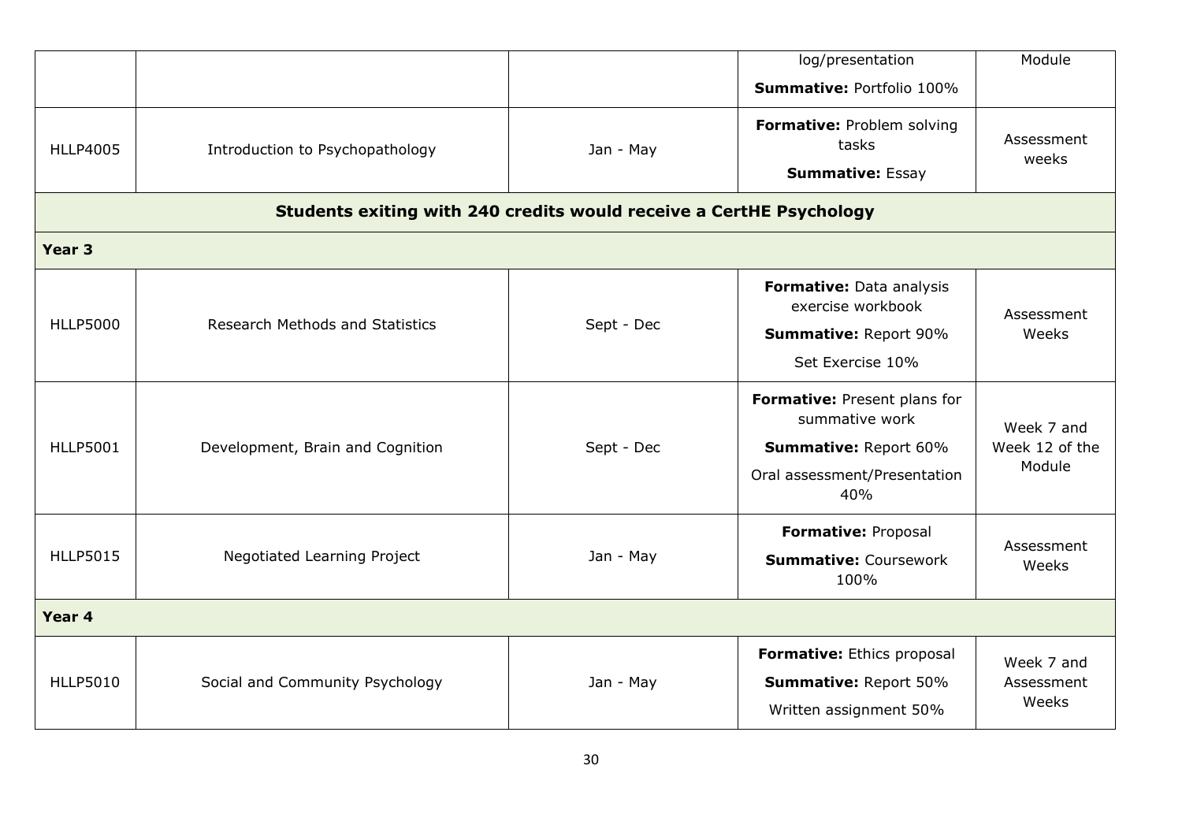| | | | | |
|---|---|---|---|---|
| | | | log/presentation<br>**Summative:** Portfolio 100% | Module |
| HLLP4005 | Introduction to Psychopathology | Jan - May | **Formative:** Problem solving tasks<br>**Summative:** Essay | Assessment weeks |
| **Students exiting with 240 credits would receive a CertHE Psychology** | | | | |
| **Year 3** | | | | |
| HLLP5000 | Research Methods and Statistics | Sept - Dec | **Formative:** Data analysis exercise workbook<br>**Summative:** Report 90%<br>Set Exercise 10% | Assessment Weeks |
| HLLP5001 | Development, Brain and Cognition | Sept - Dec | **Formative:** Present plans for summative work<br>**Summative:** Report 60%<br>Oral assessment/Presentation 40% | Week 7 and Week 12 of the Module |
| HLLP5015 | Negotiated Learning Project | Jan - May | **Formative:** Proposal<br>**Summative:** Coursework 100% | Assessment Weeks |
| **Year 4** | | | | |
| HLLP5010 | Social and Community Psychology | Jan - May | **Formative:** Ethics proposal<br>**Summative:** Report 50%<br>Written assignment 50% | Week 7 and Assessment Weeks |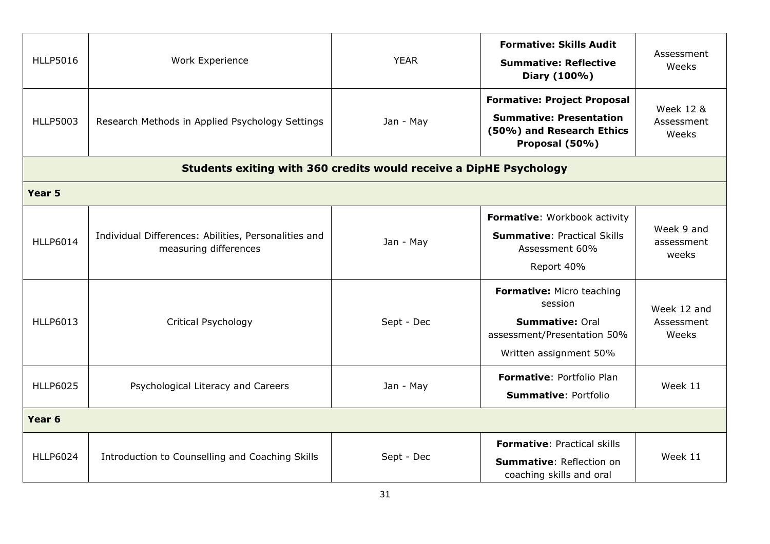| | | | | |
|---|---|---|---|---|
| HLLP5016 | Work Experience | YEAR | **Formative: Skills Audit**<br>**Summative: Reflective Diary (100%)** | Assessment Weeks |
| HLLP5003 | Research Methods in Applied Psychology Settings | Jan - May | **Formative: Project Proposal**<br>**Summative: Presentation (50%) and Research Ethics Proposal (50%)** | Week 12 & Assessment Weeks |
| **Students exiting with 360 credits would receive a DipHE Psychology** | | | | |
| **Year 5** | | | | |
| HLLP6014 | Individual Differences: Abilities, Personalities and measuring differences | Jan - May | **Formative**: Workbook activity<br>**Summative**: Practical Skills Assessment 60%<br>Report 40% | Week 9 and assessment weeks |
| HLLP6013 | Critical Psychology | Sept - Dec | **Formative:** Micro teaching session<br>**Summative:** Oral assessment/Presentation 50%<br>Written assignment 50% | Week 12 and Assessment Weeks |
| HLLP6025 | Psychological Literacy and Careers | Jan - May | **Formative**: Portfolio Plan<br>**Summative**: Portfolio | Week 11 |
| **Year 6** | | | | |
| HLLP6024 | Introduction to Counselling and Coaching Skills | Sept - Dec | **Formative**: Practical skills<br>**Summative**: Reflection on coaching skills and oral | Week 11 |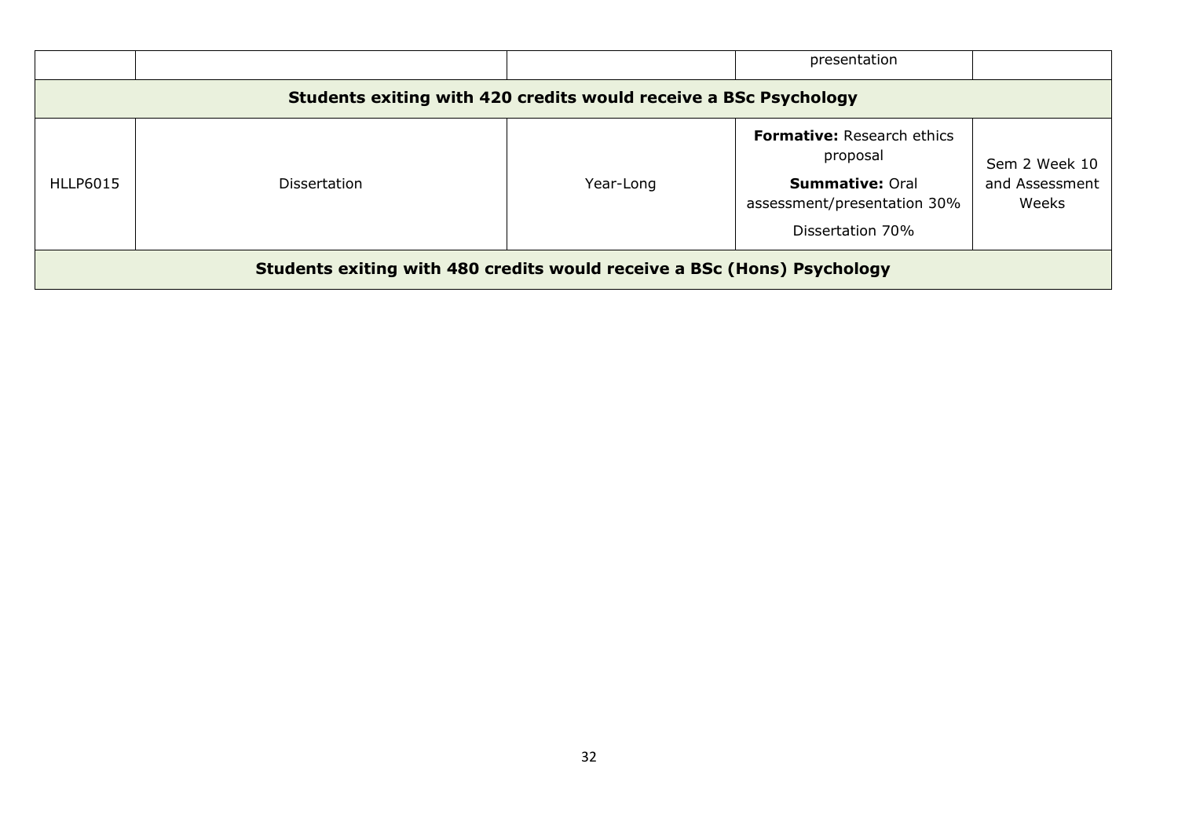|  |  |  | presentation |  |
|---|---|---|---|---|
| **Students exiting with 420 credits would receive a BSc Psychology** | | | | |
| HLLP6015 | Dissertation | Year-Long | **Formative:** Research ethics proposal<br>**Summative:** Oral assessment/presentation 30%<br>Dissertation 70% | Sem 2 Week 10 and Assessment Weeks |
| **Students exiting with 480 credits would receive a BSc (Hons) Psychology** | | | | |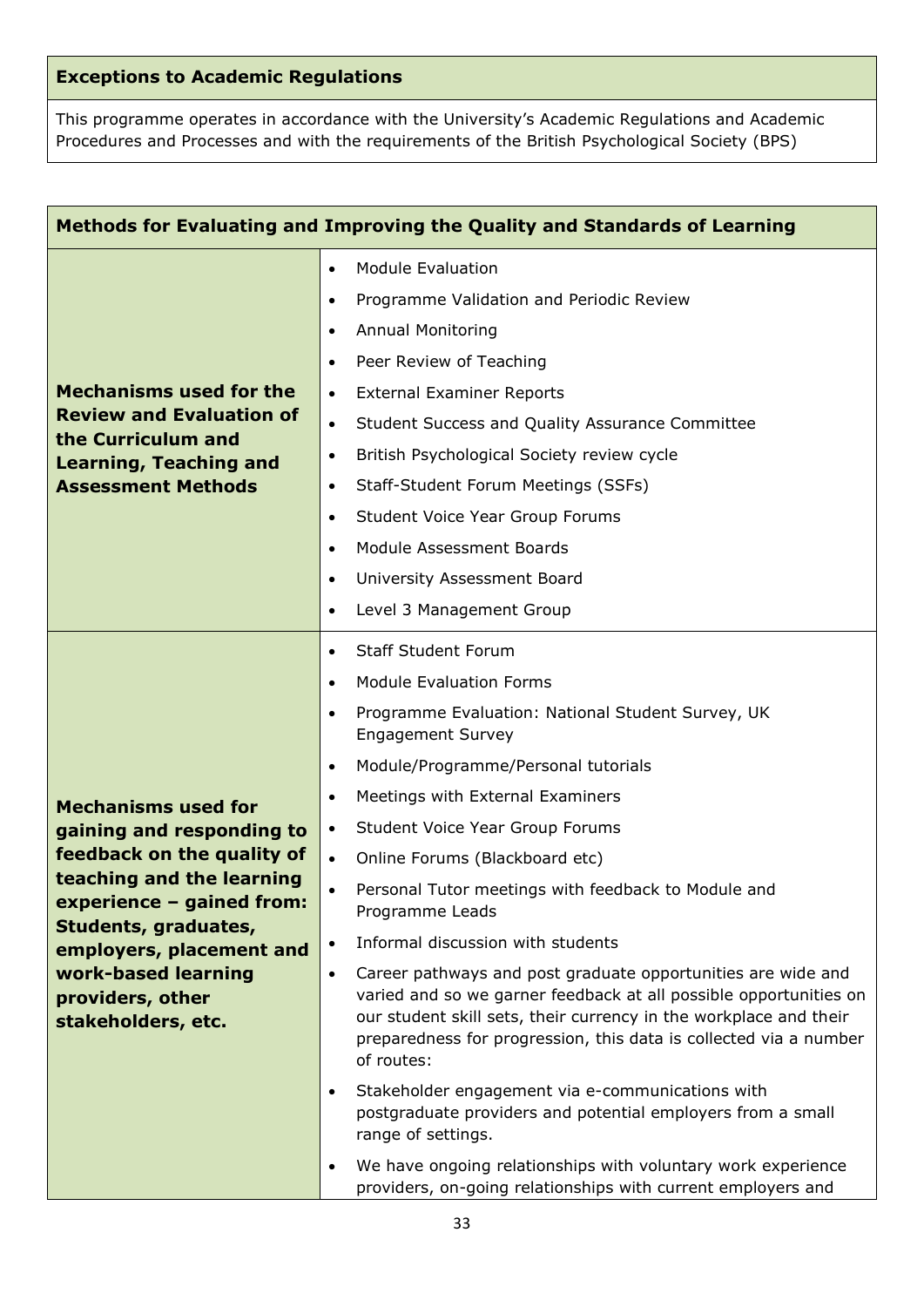| Exceptions to Academic Regulations |
|---|
| This programme operates in accordance with the University's Academic Regulations and Academic Procedures and Processes and with the requirements of the British Psychological Society (BPS) |

| Methods for Evaluating and Improving the Quality and Standards of Learning | |
|---|---|
| **Mechanisms used for the Review and Evaluation of the Curriculum and Learning, Teaching and Assessment Methods** | • Module Evaluation<br>• Programme Validation and Periodic Review<br>• Annual Monitoring<br>• Peer Review of Teaching<br>• External Examiner Reports<br>• Student Success and Quality Assurance Committee<br>• British Psychological Society review cycle<br>• Staff-Student Forum Meetings (SSFs)<br>• Student Voice Year Group Forums<br>• Module Assessment Boards<br>• University Assessment Board<br>• Level 3 Management Group |
| **Mechanisms used for gaining and responding to feedback on the quality of teaching and the learning experience – gained from: Students, graduates, employers, placement and work-based learning providers, other stakeholders, etc.** | • Staff Student Forum<br>• Module Evaluation Forms<br>• Programme Evaluation: National Student Survey, UK Engagement Survey<br>• Module/Programme/Personal tutorials<br>• Meetings with External Examiners<br>• Student Voice Year Group Forums<br>• Online Forums (Blackboard etc)<br>• Personal Tutor meetings with feedback to Module and Programme Leads<br>• Informal discussion with students<br>• Career pathways and post graduate opportunities are wide and varied and so we garner feedback at all possible opportunities on our student skill sets, their currency in the workplace and their preparedness for progression, this data is collected via a number of routes:<br>• Stakeholder engagement via e-communications with postgraduate providers and potential employers from a small range of settings.<br>• We have ongoing relationships with voluntary work experience providers, on-going relationships with current employers and |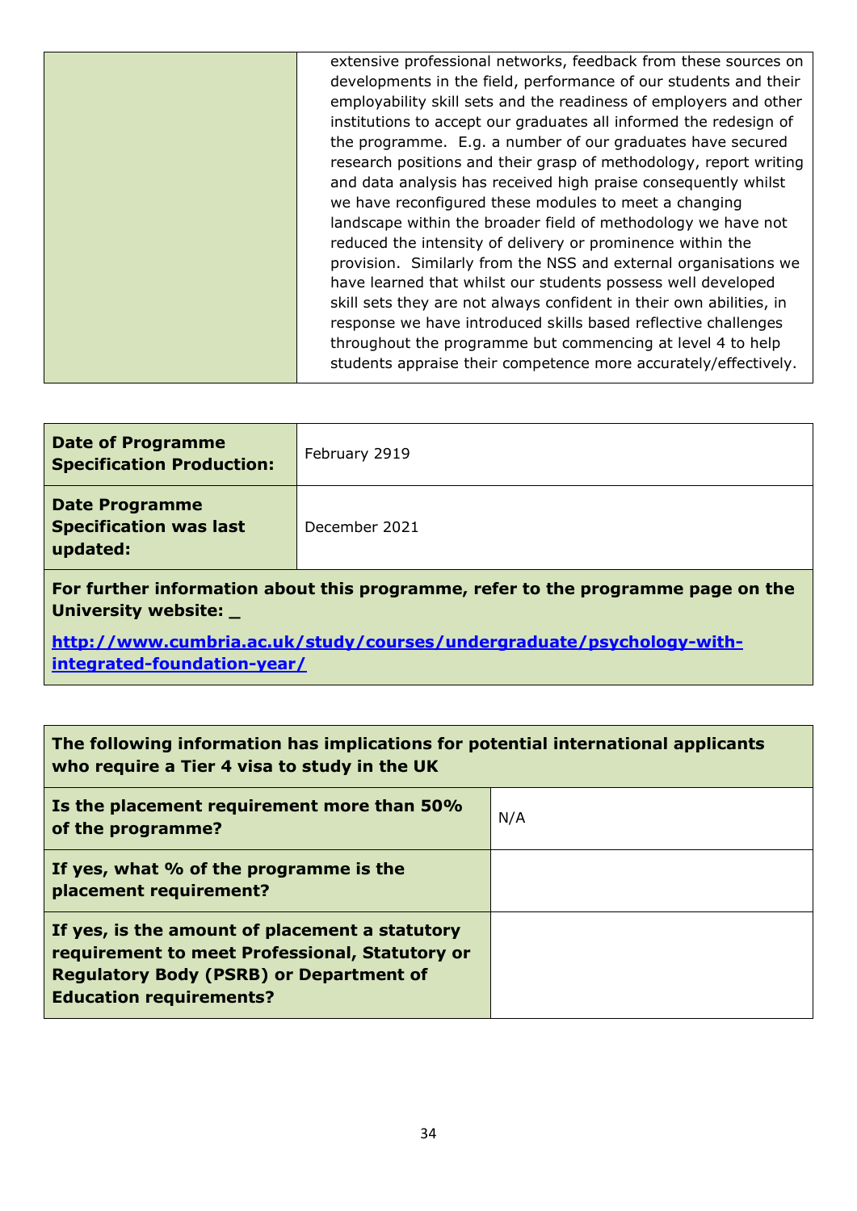| | |
|---|---|
| | extensive professional networks, feedback from these sources on developments in the field, performance of our students and their employability skill sets and the readiness of employers and other institutions to accept our graduates all informed the redesign of the programme. E.g. a number of our graduates have secured research positions and their grasp of methodology, report writing and data analysis has received high praise consequently whilst we have reconfigured these modules to meet a changing landscape within the broader field of methodology we have not reduced the intensity of delivery or prominence within the provision. Similarly from the NSS and external organisations we have learned that whilst our students possess well developed skill sets they are not always confident in their own abilities, in response we have introduced skills based reflective challenges throughout the programme but commencing at level 4 to help students appraise their competence more accurately/effectively. |

| | |
|---|---|
| **Date of Programme Specification Production:** | February 2919 |
| **Date Programme Specification was last updated:** | December 2021 |

**For further information about this programme, refer to the programme page on the University website: _**

**[http://www.cumbria.ac.uk/study/courses/undergraduate/psychology-with-integrated-foundation-year/](http://www.cumbria.ac.uk/study/courses/undergraduate/psychology-with-integrated-foundation-year/)**

**The following information has implications for potential international applicants who require a Tier 4 visa to study in the UK**

| | |
|---|---|
| **Is the placement requirement more than 50% of the programme?** | N/A |
| **If yes, what % of the programme is the placement requirement?** | |
| **If yes, is the amount of placement a statutory requirement to meet Professional, Statutory or Regulatory Body (PSRB) or Department of Education requirements?** | |